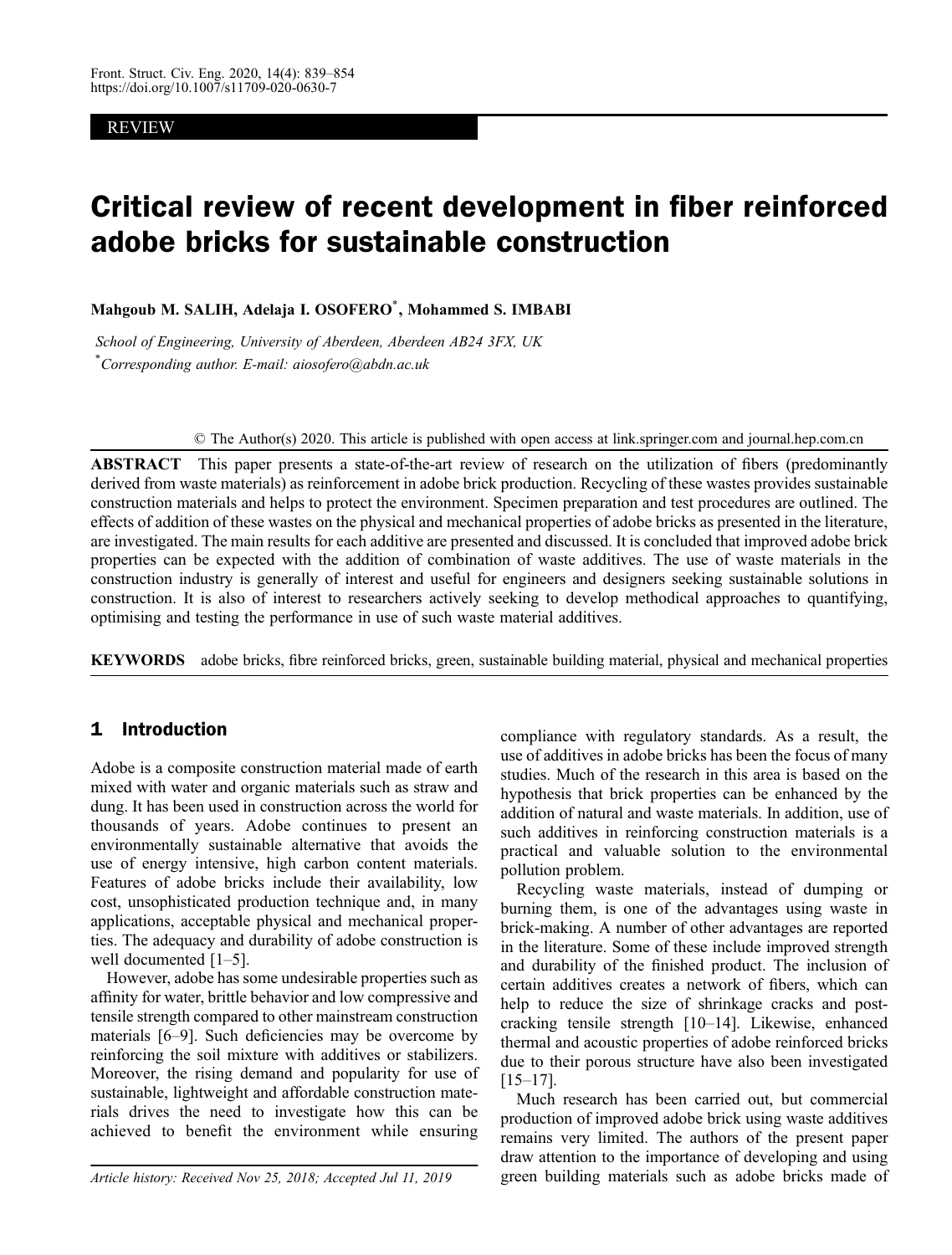REVIEW

# Critical review of recent development in fiber reinforced adobe bricks for sustainable construction

**Mahgoub M. SALIH, Adelaja I. OSOFERO*, Mohammed S. IMBABI**

*School of Engineering, University of Aberdeen, Aberdeen AB24 3FX, UK*

*Corresponding author. E-mail: aiosofero@abdn.ac.uk

© The Author(s) 2020. This article is published with open access at link.springer.com and journal.hep.com.cn

**ABSTRACT** This paper presents a state-of-the-art review of research on the utilization of fibers (predominantly derived from waste materials) as reinforcement in adobe brick production. Recycling of these wastes provides sustainable construction materials and helps to protect the environment. Specimen preparation and test procedures are outlined. The effects of addition of these wastes on the physical and mechanical properties of adobe bricks as presented in the literature, are investigated. The main results for each additive are presented and discussed. It is concluded that improved adobe brick properties can be expected with the addition of combination of waste additives. The use of waste materials in the construction industry is generally of interest and useful for engineers and designers seeking sustainable solutions in construction. It is also of interest to researchers actively seeking to develop methodical approaches to quantifying, optimising and testing the performance in use of such waste material additives.

**KEYWORDS** adobe bricks, fibre reinforced bricks, green, sustainable building material, physical and mechanical properties

## 1 Introduction

Adobe is a composite construction material made of earth mixed with water and organic materials such as straw and dung. It has been used in construction across the world for thousands of years. Adobe continues to present an environmentally sustainable alternative that avoids the use of energy intensive, high carbon content materials. Features of adobe bricks include their availability, low cost, unsophisticated production technique and, in many applications, acceptable physical and mechanical properties. The adequacy and durability of adobe construction is well documented [1–5].

However, adobe has some undesirable properties such as affinity for water, brittle behavior and low compressive and tensile strength compared to other mainstream construction materials [6–9]. Such deficiencies may be overcome by reinforcing the soil mixture with additives or stabilizers. Moreover, the rising demand and popularity for use of sustainable, lightweight and affordable construction materials drives the need to investigate how this can be achieved to benefit the environment while ensuring compliance with regulatory standards. As a result, the use of additives in adobe bricks has been the focus of many studies. Much of the research in this area is based on the hypothesis that brick properties can be enhanced by the addition of natural and waste materials. In addition, use of such additives in reinforcing construction materials is a practical and valuable solution to the environmental pollution problem.

Recycling waste materials, instead of dumping or burning them, is one of the advantages using waste in brick-making. A number of other advantages are reported in the literature. Some of these include improved strength and durability of the finished product. The inclusion of certain additives creates a network of fibers, which can help to reduce the size of shrinkage cracks and post-cracking tensile strength [10–14]. Likewise, enhanced thermal and acoustic properties of adobe reinforced bricks due to their porous structure have also been investigated [15–17].

Much research has been carried out, but commercial production of improved adobe brick using waste additives remains very limited. The authors of the present paper draw attention to the importance of developing and using green building materials such as adobe bricks made of

*Article history: Received Nov 25, 2018; Accepted Jul 11, 2019*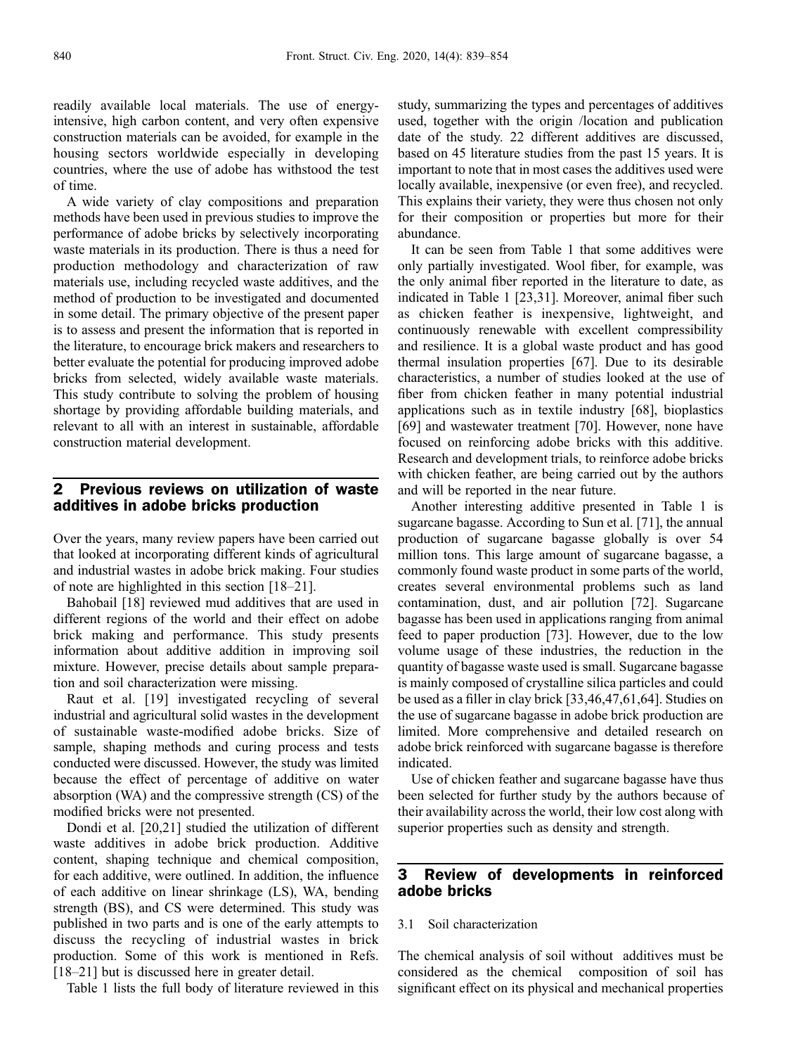readily available local materials. The use of energy-intensive, high carbon content, and very often expensive construction materials can be avoided, for example in the housing sectors worldwide especially in developing countries, where the use of adobe has withstood the test of time.

A wide variety of clay compositions and preparation methods have been used in previous studies to improve the performance of adobe bricks by selectively incorporating waste materials in its production. There is thus a need for production methodology and characterization of raw materials use, including recycled waste additives, and the method of production to be investigated and documented in some detail. The primary objective of the present paper is to assess and present the information that is reported in the literature, to encourage brick makers and researchers to better evaluate the potential for producing improved adobe bricks from selected, widely available waste materials. This study contribute to solving the problem of housing shortage by providing affordable building materials, and relevant to all with an interest in sustainable, affordable construction material development.

## 2 Previous reviews on utilization of waste additives in adobe bricks production

Over the years, many review papers have been carried out that looked at incorporating different kinds of agricultural and industrial wastes in adobe brick making. Four studies of note are highlighted in this section [18–21].

Bahobail [18] reviewed mud additives that are used in different regions of the world and their effect on adobe brick making and performance. This study presents information about additive addition in improving soil mixture. However, precise details about sample preparation and soil characterization were missing.

Raut et al. [19] investigated recycling of several industrial and agricultural solid wastes in the development of sustainable waste-modified adobe bricks. Size of sample, shaping methods and curing process and tests conducted were discussed. However, the study was limited because the effect of percentage of additive on water absorption (WA) and the compressive strength (CS) of the modified bricks were not presented.

Dondi et al. [20,21] studied the utilization of different waste additives in adobe brick production. Additive content, shaping technique and chemical composition, for each additive, were outlined. In addition, the influence of each additive on linear shrinkage (LS), WA, bending strength (BS), and CS were determined. This study was published in two parts and is one of the early attempts to discuss the recycling of industrial wastes in brick production. Some of this work is mentioned in Refs. [18–21] but is discussed here in greater detail.

Table 1 lists the full body of literature reviewed in this study, summarizing the types and percentages of additives used, together with the origin /location and publication date of the study. 22 different additives are discussed, based on 45 literature studies from the past 15 years. It is important to note that in most cases the additives used were locally available, inexpensive (or even free), and recycled. This explains their variety, they were thus chosen not only for their composition or properties but more for their abundance.

It can be seen from Table 1 that some additives were only partially investigated. Wool fiber, for example, was the only animal fiber reported in the literature to date, as indicated in Table 1 [23,31]. Moreover, animal fiber such as chicken feather is inexpensive, lightweight, and continuously renewable with excellent compressibility and resilience. It is a global waste product and has good thermal insulation properties [67]. Due to its desirable characteristics, a number of studies looked at the use of fiber from chicken feather in many potential industrial applications such as in textile industry [68], bioplastics [69] and wastewater treatment [70]. However, none have focused on reinforcing adobe bricks with this additive. Research and development trials, to reinforce adobe bricks with chicken feather, are being carried out by the authors and will be reported in the near future.

Another interesting additive presented in Table 1 is sugarcane bagasse. According to Sun et al. [71], the annual production of sugarcane bagasse globally is over 54 million tons. This large amount of sugarcane bagasse, a commonly found waste product in some parts of the world, creates several environmental problems such as land contamination, dust, and air pollution [72]. Sugarcane bagasse has been used in applications ranging from animal feed to paper production [73]. However, due to the low volume usage of these industries, the reduction in the quantity of bagasse waste used is small. Sugarcane bagasse is mainly composed of crystalline silica particles and could be used as a filler in clay brick [33,46,47,61,64]. Studies on the use of sugarcane bagasse in adobe brick production are limited. More comprehensive and detailed research on adobe brick reinforced with sugarcane bagasse is therefore indicated.

Use of chicken feather and sugarcane bagasse have thus been selected for further study by the authors because of their availability across the world, their low cost along with superior properties such as density and strength.

## 3 Review of developments in reinforced adobe bricks

### 3.1 Soil characterization

The chemical analysis of soil without additives must be considered as the chemical composition of soil has significant effect on its physical and mechanical properties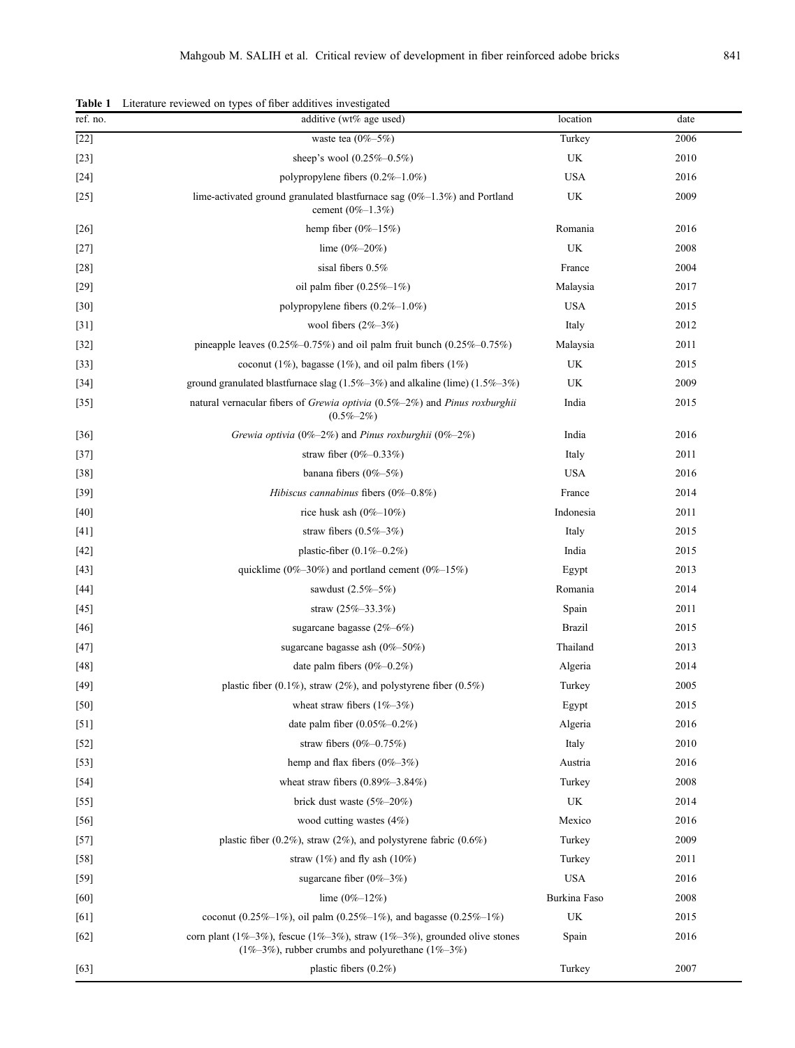**Table 1** Literature reviewed on types of fiber additives investigated

| ref. no. | additive (wt% age used) | location | date |
|---|---|---|---|
| [22] | waste tea (0%–5%) | Turkey | 2006 |
| [23] | sheep's wool (0.25%–0.5%) | UK | 2010 |
| [24] | polypropylene fibers (0.2%–1.0%) | USA | 2016 |
| [25] | lime-activated ground granulated blastfurnace sag (0%–1.3%) and Portland cement (0%–1.3%) | UK | 2009 |
| [26] | hemp fiber (0%–15%) | Romania | 2016 |
| [27] | lime (0%–20%) | UK | 2008 |
| [28] | sisal fibers 0.5% | France | 2004 |
| [29] | oil palm fiber (0.25%–1%) | Malaysia | 2017 |
| [30] | polypropylene fibers (0.2%–1.0%) | USA | 2015 |
| [31] | wool fibers (2%–3%) | Italy | 2012 |
| [32] | pineapple leaves (0.25%–0.75%) and oil palm fruit bunch (0.25%–0.75%) | Malaysia | 2011 |
| [33] | coconut (1%), bagasse (1%), and oil palm fibers (1%) | UK | 2015 |
| [34] | ground granulated blastfurnace slag (1.5%–3%) and alkaline (lime) (1.5%–3%) | UK | 2009 |
| [35] | natural vernacular fibers of *Grewia optivia* (0.5%–2%) and *Pinus roxburghii* (0.5%–2%) | India | 2015 |
| [36] | *Grewia optivia* (0%–2%) and *Pinus roxburghii* (0%–2%) | India | 2016 |
| [37] | straw fiber (0%–0.33%) | Italy | 2011 |
| [38] | banana fibers (0%–5%) | USA | 2016 |
| [39] | *Hibiscus cannabinus* fibers (0%–0.8%) | France | 2014 |
| [40] | rice husk ash (0%–10%) | Indonesia | 2011 |
| [41] | straw fibers (0.5%–3%) | Italy | 2015 |
| [42] | plastic-fiber (0.1%–0.2%) | India | 2015 |
| [43] | quicklime (0%–30%) and portland cement (0%–15%) | Egypt | 2013 |
| [44] | sawdust (2.5%–5%) | Romania | 2014 |
| [45] | straw (25%–33.3%) | Spain | 2011 |
| [46] | sugarcane bagasse (2%–6%) | Brazil | 2015 |
| [47] | sugarcane bagasse ash (0%–50%) | Thailand | 2013 |
| [48] | date palm fibers (0%–0.2%) | Algeria | 2014 |
| [49] | plastic fiber (0.1%), straw (2%), and polystyrene fiber (0.5%) | Turkey | 2005 |
| [50] | wheat straw fibers (1%–3%) | Egypt | 2015 |
| [51] | date palm fiber (0.05%–0.2%) | Algeria | 2016 |
| [52] | straw fibers (0%–0.75%) | Italy | 2010 |
| [53] | hemp and flax fibers (0%–3%) | Austria | 2016 |
| [54] | wheat straw fibers (0.89%–3.84%) | Turkey | 2008 |
| [55] | brick dust waste (5%–20%) | UK | 2014 |
| [56] | wood cutting wastes (4%) | Mexico | 2016 |
| [57] | plastic fiber (0.2%), straw (2%), and polystyrene fabric (0.6%) | Turkey | 2009 |
| [58] | straw (1%) and fly ash (10%) | Turkey | 2011 |
| [59] | sugarcane fiber (0%–3%) | USA | 2016 |
| [60] | lime (0%–12%) | Burkina Faso | 2008 |
| [61] | coconut (0.25%–1%), oil palm (0.25%–1%), and bagasse (0.25%–1%) | UK | 2015 |
| [62] | corn plant (1%–3%), fescue (1%–3%), straw (1%–3%), grounded olive stones (1%–3%), rubber crumbs and polyurethane (1%–3%) | Spain | 2016 |
| [63] | plastic fibers (0.2%) | Turkey | 2007 |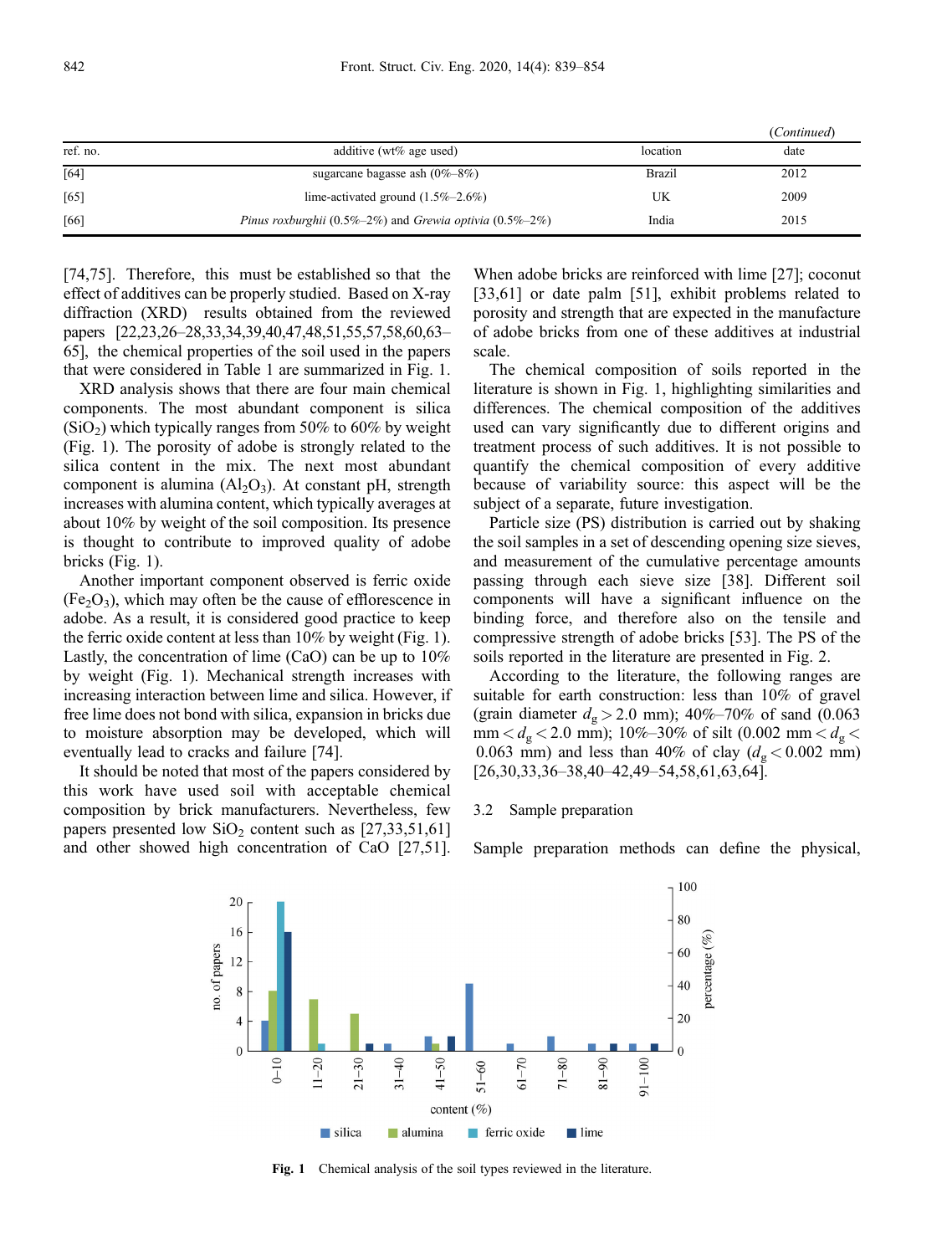(*Continued*)

| ref. no. | additive (wt% age used) | location | date |
|---|---|---|---|
| [64] | sugarcane bagasse ash (0%–8%) | Brazil | 2012 |
| [65] | lime-activated ground (1.5%–2.6%) | UK | 2009 |
| [66] | *Pinus roxburghii* (0.5%–2%) and *Grewia optivia* (0.5%–2%) | India | 2015 |

[74,75]. Therefore, this must be established so that the effect of additives can be properly studied. Based on X-ray diffraction (XRD) results obtained from the reviewed papers [22,23,26–28,33,34,39,40,47,48,51,55,57,58,60,63–65], the chemical properties of the soil used in the papers that were considered in Table 1 are summarized in Fig. 1.

XRD analysis shows that there are four main chemical components. The most abundant component is silica ($SiO_2$) which typically ranges from 50% to 60% by weight (Fig. 1). The porosity of adobe is strongly related to the silica content in the mix. The next most abundant component is alumina ($Al_2O_3$). At constant pH, strength increases with alumina content, which typically averages at about 10% by weight of the soil composition. Its presence is thought to contribute to improved quality of adobe bricks (Fig. 1).

Another important component observed is ferric oxide ($Fe_2O_3$), which may often be the cause of efflorescence in adobe. As a result, it is considered good practice to keep the ferric oxide content at less than 10% by weight (Fig. 1). Lastly, the concentration of lime (CaO) can be up to 10% by weight (Fig. 1). Mechanical strength increases with increasing interaction between lime and silica. However, if free lime does not bond with silica, expansion in bricks due to moisture absorption may be developed, which will eventually lead to cracks and failure [74].

It should be noted that most of the papers considered by this work have used soil with acceptable chemical composition by brick manufacturers. Nevertheless, few papers presented low $SiO_2$ content such as [27,33,51,61] and other showed high concentration of CaO [27,51]. When adobe bricks are reinforced with lime [27]; coconut [33,61] or date palm [51], exhibit problems related to porosity and strength that are expected in the manufacture of adobe bricks from one of these additives at industrial scale.

The chemical composition of soils reported in the literature is shown in Fig. 1, highlighting similarities and differences. The chemical composition of the additives used can vary significantly due to different origins and treatment process of such additives. It is not possible to quantify the chemical composition of every additive because of variability source: this aspect will be the subject of a separate, future investigation.

Particle size (PS) distribution is carried out by shaking the soil samples in a set of descending opening size sieves, and measurement of the cumulative percentage amounts passing through each sieve size [38]. Different soil components will have a significant influence on the binding force, and therefore also on the tensile and compressive strength of adobe bricks [53]. The PS of the soils reported in the literature are presented in Fig. 2.

According to the literature, the following ranges are suitable for earth construction: less than 10% of gravel (grain diameter $d_g > 2.0$ mm); 40%–70% of sand ($0.063 \text{ mm} < d_g < 2.0$ mm); 10%–30% of silt ($0.002 \text{ mm} < d_g < 0.063$ mm) and less than 40% of clay ($d_g < 0.002$ mm) [26,30,33,36–38,40–42,49–54,58,61,63,64].

### 3.2 Sample preparation

Sample preparation methods can define the physical,

**Fig. 1** Chemical analysis of the soil types reviewed in the literature.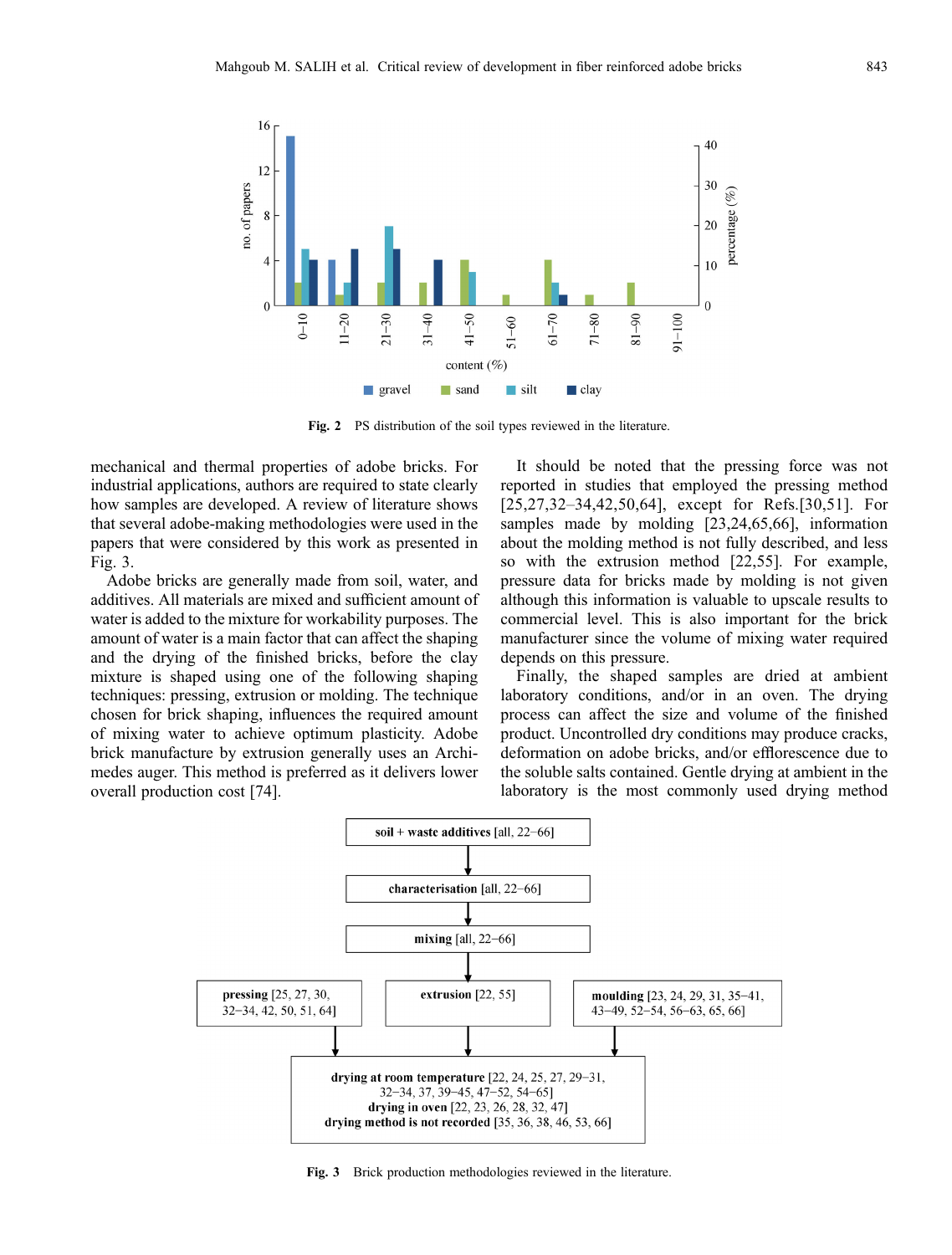Fig. 2 PS distribution of the soil types reviewed in the literature.

mechanical and thermal properties of adobe bricks. For industrial applications, authors are required to state clearly how samples are developed. A review of literature shows that several adobe-making methodologies were used in the papers that were considered by this work as presented in Fig. 3.

Adobe bricks are generally made from soil, water, and additives. All materials are mixed and sufficient amount of water is added to the mixture for workability purposes. The amount of water is a main factor that can affect the shaping and the drying of the finished bricks, before the clay mixture is shaped using one of the following shaping techniques: pressing, extrusion or molding. The technique chosen for brick shaping, influences the required amount of mixing water to achieve optimum plasticity. Adobe brick manufacture by extrusion generally uses an Archimedes auger. This method is preferred as it delivers lower overall production cost [74].

It should be noted that the pressing force was not reported in studies that employed the pressing method [25,27,32–34,42,50,64], except for Refs.[30,51]. For samples made by molding [23,24,65,66], information about the molding method is not fully described, and less so with the extrusion method [22,55]. For example, pressure data for bricks made by molding is not given although this information is valuable to upscale results to commercial level. This is also important for the brick manufacturer since the volume of mixing water required depends on this pressure.

Finally, the shaped samples are dried at ambient laboratory conditions, and/or in an oven. The drying process can affect the size and volume of the finished product. Uncontrolled dry conditions may produce cracks, deformation on adobe bricks, and/or efflorescence due to the soluble salts contained. Gentle drying at ambient in the laboratory is the most commonly used drying method

**soil + waste additives** [all, 22–66]

**characterisation** [all, 22–66]

**mixing** [all, 22–66]

**pressing** [25, 27, 30, 32–34, 42, 50, 51, 64]

**extrusion** [22, 55]

**moulding** [23, 24, 29, 31, 35–41, 43–49, 52–54, 56–63, 65, 66]

**drying at room temperature** [22, 24, 25, 27, 29–31, 32–34, 37, 39–45, 47–52, 54–65]
**drying in oven** [22, 23, 26, 28, 32, 47]
**drying method is not recorded** [35, 36, 38, 46, 53, 66]

Fig. 3 Brick production methodologies reviewed in the literature.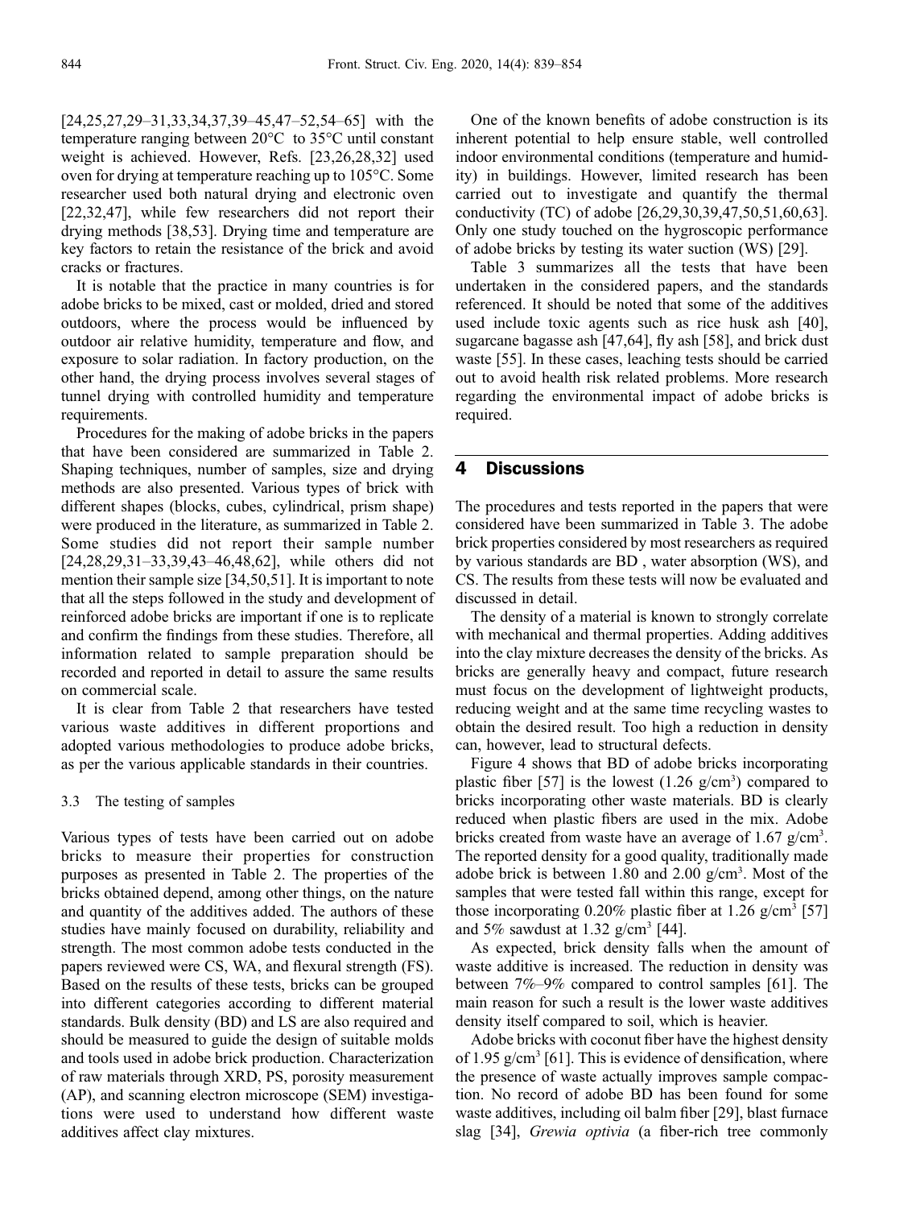[24,25,27,29–31,33,34,37,39–45,47–52,54–65] with the temperature ranging between 20°C to 35°C until constant weight is achieved. However, Refs. [23,26,28,32] used oven for drying at temperature reaching up to 105°C. Some researcher used both natural drying and electronic oven [22,32,47], while few researchers did not report their drying methods [38,53]. Drying time and temperature are key factors to retain the resistance of the brick and avoid cracks or fractures.

It is notable that the practice in many countries is for adobe bricks to be mixed, cast or molded, dried and stored outdoors, where the process would be influenced by outdoor air relative humidity, temperature and flow, and exposure to solar radiation. In factory production, on the other hand, the drying process involves several stages of tunnel drying with controlled humidity and temperature requirements.

Procedures for the making of adobe bricks in the papers that have been considered are summarized in Table 2. Shaping techniques, number of samples, size and drying methods are also presented. Various types of brick with different shapes (blocks, cubes, cylindrical, prism shape) were produced in the literature, as summarized in Table 2. Some studies did not report their sample number [24,28,29,31–33,39,43–46,48,62], while others did not mention their sample size [34,50,51]. It is important to note that all the steps followed in the study and development of reinforced adobe bricks are important if one is to replicate and confirm the findings from these studies. Therefore, all information related to sample preparation should be recorded and reported in detail to assure the same results on commercial scale.

It is clear from Table 2 that researchers have tested various waste additives in different proportions and adopted various methodologies to produce adobe bricks, as per the various applicable standards in their countries.

### 3.3 The testing of samples

Various types of tests have been carried out on adobe bricks to measure their properties for construction purposes as presented in Table 2. The properties of the bricks obtained depend, among other things, on the nature and quantity of the additives added. The authors of these studies have mainly focused on durability, reliability and strength. The most common adobe tests conducted in the papers reviewed were CS, WA, and flexural strength (FS). Based on the results of these tests, bricks can be grouped into different categories according to different material standards. Bulk density (BD) and LS are also required and should be measured to guide the design of suitable molds and tools used in adobe brick production. Characterization of raw materials through XRD, PS, porosity measurement (AP), and scanning electron microscope (SEM) investigations were used to understand how different waste additives affect clay mixtures.

One of the known benefits of adobe construction is its inherent potential to help ensure stable, well controlled indoor environmental conditions (temperature and humidity) in buildings. However, limited research has been carried out to investigate and quantify the thermal conductivity (TC) of adobe [26,29,30,39,47,50,51,60,63]. Only one study touched on the hygroscopic performance of adobe bricks by testing its water suction (WS) [29].

Table 3 summarizes all the tests that have been undertaken in the considered papers, and the standards referenced. It should be noted that some of the additives used include toxic agents such as rice husk ash [40], sugarcane bagasse ash [47,64], fly ash [58], and brick dust waste [55]. In these cases, leaching tests should be carried out to avoid health risk related problems. More research regarding the environmental impact of adobe bricks is required.

## 4 Discussions

The procedures and tests reported in the papers that were considered have been summarized in Table 3. The adobe brick properties considered by most researchers as required by various standards are BD , water absorption (WS), and CS. The results from these tests will now be evaluated and discussed in detail.

The density of a material is known to strongly correlate with mechanical and thermal properties. Adding additives into the clay mixture decreases the density of the bricks. As bricks are generally heavy and compact, future research must focus on the development of lightweight products, reducing weight and at the same time recycling wastes to obtain the desired result. Too high a reduction in density can, however, lead to structural defects.

Figure 4 shows that BD of adobe bricks incorporating plastic fiber [57] is the lowest (1.26 g/cm$^3$) compared to bricks incorporating other waste materials. BD is clearly reduced when plastic fibers are used in the mix. Adobe bricks created from waste have an average of 1.67 g/cm$^3$. The reported density for a good quality, traditionally made adobe brick is between 1.80 and 2.00 g/cm$^3$. Most of the samples that were tested fall within this range, except for those incorporating 0.20% plastic fiber at 1.26 g/cm$^3$ [57] and 5% sawdust at 1.32 g/cm$^3$ [44].

As expected, brick density falls when the amount of waste additive is increased. The reduction in density was between 7%–9% compared to control samples [61]. The main reason for such a result is the lower waste additives density itself compared to soil, which is heavier.

Adobe bricks with coconut fiber have the highest density of 1.95 g/cm$^3$ [61]. This is evidence of densification, where the presence of waste actually improves sample compaction. No record of adobe BD has been found for some waste additives, including oil balm fiber [29], blast furnace slag [34], *Grewia optivia* (a fiber-rich tree commonly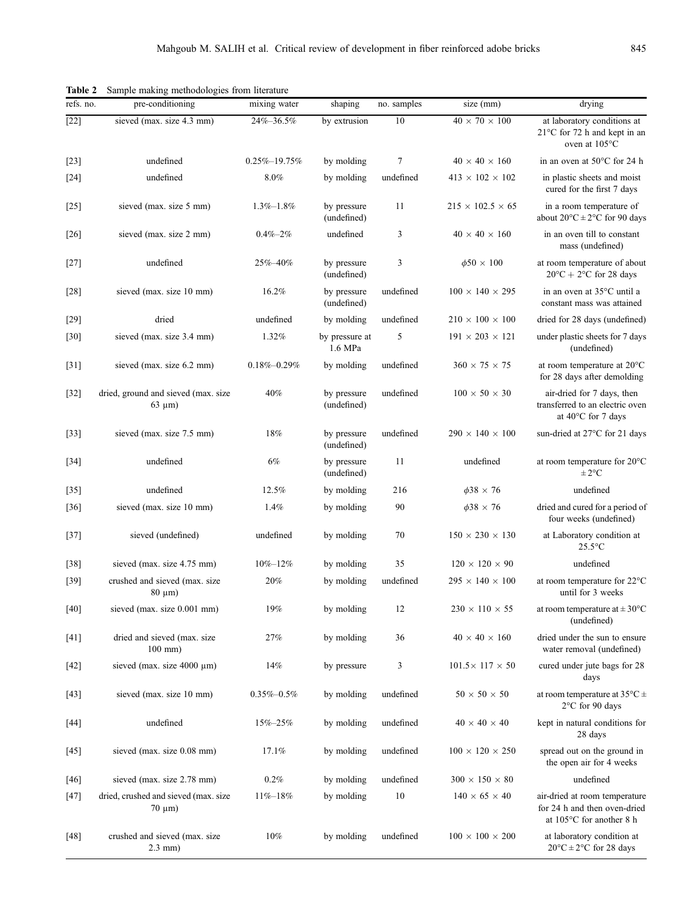**Table 2** Sample making methodologies from literature

| refs. no. | pre-conditioning | mixing water | shaping | no. samples | size (mm) | drying |
|---|---|---|---|---|---|---|
| [22] | sieved (max. size 4.3 mm) | 24%–36.5% | by extrusion | 10 | $40 \times 70 \times 100$ | at laboratory conditions at 21°C for 72 h and kept in an oven at 105°C |
| [23] | undefined | 0.25%–19.75% | by molding | 7 | $40 \times 40 \times 160$ | in an oven at 50°C for 24 h |
| [24] | undefined | 8.0% | by molding | undefined | $413 \times 102 \times 102$ | in plastic sheets and moist cured for the first 7 days |
| [25] | sieved (max. size 5 mm) | 1.3%–1.8% | by pressure (undefined) | 11 | $215 \times 102.5 \times 65$ | in a room temperature of about 20°C ± 2°C for 90 days |
| [26] | sieved (max. size 2 mm) | 0.4%–2% | undefined | 3 | $40 \times 40 \times 160$ | in an oven till to constant mass (undefined) |
| [27] | undefined | 25%–40% | by pressure (undefined) | 3 | $\phi 50 \times 100$ | at room temperature of about 20°C + 2°C for 28 days |
| [28] | sieved (max. size 10 mm) | 16.2% | by pressure (undefined) | undefined | $100 \times 140 \times 295$ | in an oven at 35°C until a constant mass was attained |
| [29] | dried | undefined | by molding | undefined | $210 \times 100 \times 100$ | dried for 28 days (undefined) |
| [30] | sieved (max. size 3.4 mm) | 1.32% | by pressure at 1.6 MPa | 5 | $191 \times 203 \times 121$ | under plastic sheets for 7 days (undefined) |
| [31] | sieved (max. size 6.2 mm) | 0.18%–0.29% | by molding | undefined | $360 \times 75 \times 75$ | at room temperature at 20°C for 28 days after demolding |
| [32] | dried, ground and sieved (max. size 63 μm) | 40% | by pressure (undefined) | undefined | $100 \times 50 \times 30$ | air-dried for 7 days, then transferred to an electric oven at 40°C for 7 days |
| [33] | sieved (max. size 7.5 mm) | 18% | by pressure (undefined) | undefined | $290 \times 140 \times 100$ | sun-dried at 27°C for 21 days |
| [34] | undefined | 6% | by pressure (undefined) | 11 | undefined | at room temperature for 20°C ± 2°C |
| [35] | undefined | 12.5% | by molding | 216 | $\phi 38 \times 76$ | undefined |
| [36] | sieved (max. size 10 mm) | 1.4% | by molding | 90 | $\phi 38 \times 76$ | dried and cured for a period of four weeks (undefined) |
| [37] | sieved (undefined) | undefined | by molding | 70 | $150 \times 230 \times 130$ | at Laboratory condition at 25.5°C |
| [38] | sieved (max. size 4.75 mm) | 10%–12% | by molding | 35 | $120 \times 120 \times 90$ | undefined |
| [39] | crushed and sieved (max. size 80 μm) | 20% | by molding | undefined | $295 \times 140 \times 100$ | at room temperature for 22°C until for 3 weeks |
| [40] | sieved (max. size 0.001 mm) | 19% | by molding | 12 | $230 \times 110 \times 55$ | at room temperature at ± 30°C (undefined) |
| [41] | dried and sieved (max. size 100 mm) | 27% | by molding | 36 | $40 \times 40 \times 160$ | dried under the sun to ensure water removal (undefined) |
| [42] | sieved (max. size 4000 μm) | 14% | by pressure | 3 | $101.5 \times 117 \times 50$ | cured under jute bags for 28 days |
| [43] | sieved (max. size 10 mm) | 0.35%–0.5% | by molding | undefined | $50 \times 50 \times 50$ | at room temperature at 35°C ± 2°C for 90 days |
| [44] | undefined | 15%–25% | by molding | undefined | $40 \times 40 \times 40$ | kept in natural conditions for 28 days |
| [45] | sieved (max. size 0.08 mm) | 17.1% | by molding | undefined | $100 \times 120 \times 250$ | spread out on the ground in the open air for 4 weeks |
| [46] | sieved (max. size 2.78 mm) | 0.2% | by molding | undefined | $300 \times 150 \times 80$ | undefined |
| [47] | dried, crushed and sieved (max. size 70 μm) | 11%–18% | by molding | 10 | $140 \times 65 \times 40$ | air-dried at room temperature for 24 h and then oven-dried at 105°C for another 8 h |
| [48] | crushed and sieved (max. size 2.3 mm) | 10% | by molding | undefined | $100 \times 100 \times 200$ | at laboratory condition at 20°C ± 2°C for 28 days |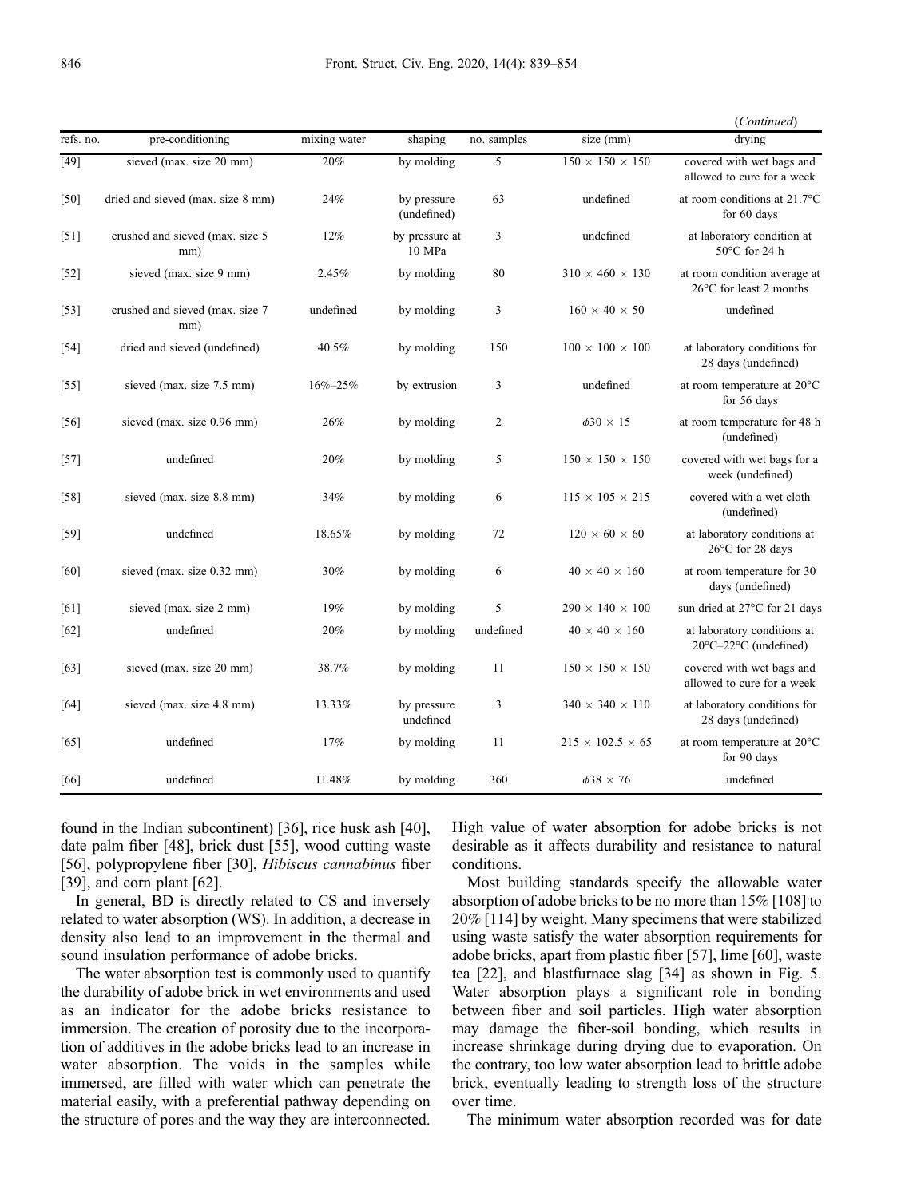(*Continued*)

| refs. no. | pre-conditioning | mixing water | shaping | no. samples | size (mm) | drying |
|---|---|---|---|---|---|---|
| [49] | sieved (max. size 20 mm) | 20% | by molding | 5 | 150 × 150 × 150 | covered with wet bags and allowed to cure for a week |
| [50] | dried and sieved (max. size 8 mm) | 24% | by pressure (undefined) | 63 | undefined | at room conditions at 21.7°C for 60 days |
| [51] | crushed and sieved (max. size 5 mm) | 12% | by pressure at 10 MPa | 3 | undefined | at laboratory condition at 50°C for 24 h |
| [52] | sieved (max. size 9 mm) | 2.45% | by molding | 80 | 310 × 460 × 130 | at room condition average at 26°C for least 2 months |
| [53] | crushed and sieved (max. size 7 mm) | undefined | by molding | 3 | 160 × 40 × 50 | undefined |
| [54] | dried and sieved (undefined) | 40.5% | by molding | 150 | 100 × 100 × 100 | at laboratory conditions for 28 days (undefined) |
| [55] | sieved (max. size 7.5 mm) | 16%–25% | by extrusion | 3 | undefined | at room temperature at 20°C for 56 days |
| [56] | sieved (max. size 0.96 mm) | 26% | by molding | 2 | $\phi$30 × 15 | at room temperature for 48 h (undefined) |
| [57] | undefined | 20% | by molding | 5 | 150 × 150 × 150 | covered with wet bags for a week (undefined) |
| [58] | sieved (max. size 8.8 mm) | 34% | by molding | 6 | 115 × 105 × 215 | covered with a wet cloth (undefined) |
| [59] | undefined | 18.65% | by molding | 72 | 120 × 60 × 60 | at laboratory conditions at 26°C for 28 days |
| [60] | sieved (max. size 0.32 mm) | 30% | by molding | 6 | 40 × 40 × 160 | at room temperature for 30 days (undefined) |
| [61] | sieved (max. size 2 mm) | 19% | by molding | 5 | 290 × 140 × 100 | sun dried at 27°C for 21 days |
| [62] | undefined | 20% | by molding | undefined | 40 × 40 × 160 | at laboratory conditions at 20°C–22°C (undefined) |
| [63] | sieved (max. size 20 mm) | 38.7% | by molding | 11 | 150 × 150 × 150 | covered with wet bags and allowed to cure for a week |
| [64] | sieved (max. size 4.8 mm) | 13.33% | by pressure undefined | 3 | 340 × 340 × 110 | at laboratory conditions for 28 days (undefined) |
| [65] | undefined | 17% | by molding | 11 | 215 × 102.5 × 65 | at room temperature at 20°C for 90 days |
| [66] | undefined | 11.48% | by molding | 360 | $\phi$38 × 76 | undefined |

found in the Indian subcontinent) [36], rice husk ash [40], date palm fiber [48], brick dust [55], wood cutting waste [56], polypropylene fiber [30], *Hibiscus cannabinus* fiber [39], and corn plant [62].

In general, BD is directly related to CS and inversely related to water absorption (WS). In addition, a decrease in density also lead to an improvement in the thermal and sound insulation performance of adobe bricks.

The water absorption test is commonly used to quantify the durability of adobe brick in wet environments and used as an indicator for the adobe bricks resistance to immersion. The creation of porosity due to the incorporation of additives in the adobe bricks lead to an increase in water absorption. The voids in the samples while immersed, are filled with water which can penetrate the material easily, with a preferential pathway depending on the structure of pores and the way they are interconnected. High value of water absorption for adobe bricks is not desirable as it affects durability and resistance to natural conditions.

Most building standards specify the allowable water absorption of adobe bricks to be no more than 15% [108] to 20% [114] by weight. Many specimens that were stabilized using waste satisfy the water absorption requirements for adobe bricks, apart from plastic fiber [57], lime [60], waste tea [22], and blastfurnace slag [34] as shown in Fig. 5. Water absorption plays a significant role in bonding between fiber and soil particles. High water absorption may damage the fiber-soil bonding, which results in increase shrinkage during drying due to evaporation. On the contrary, too low water absorption lead to brittle adobe brick, eventually leading to strength loss of the structure over time.

The minimum water absorption recorded was for date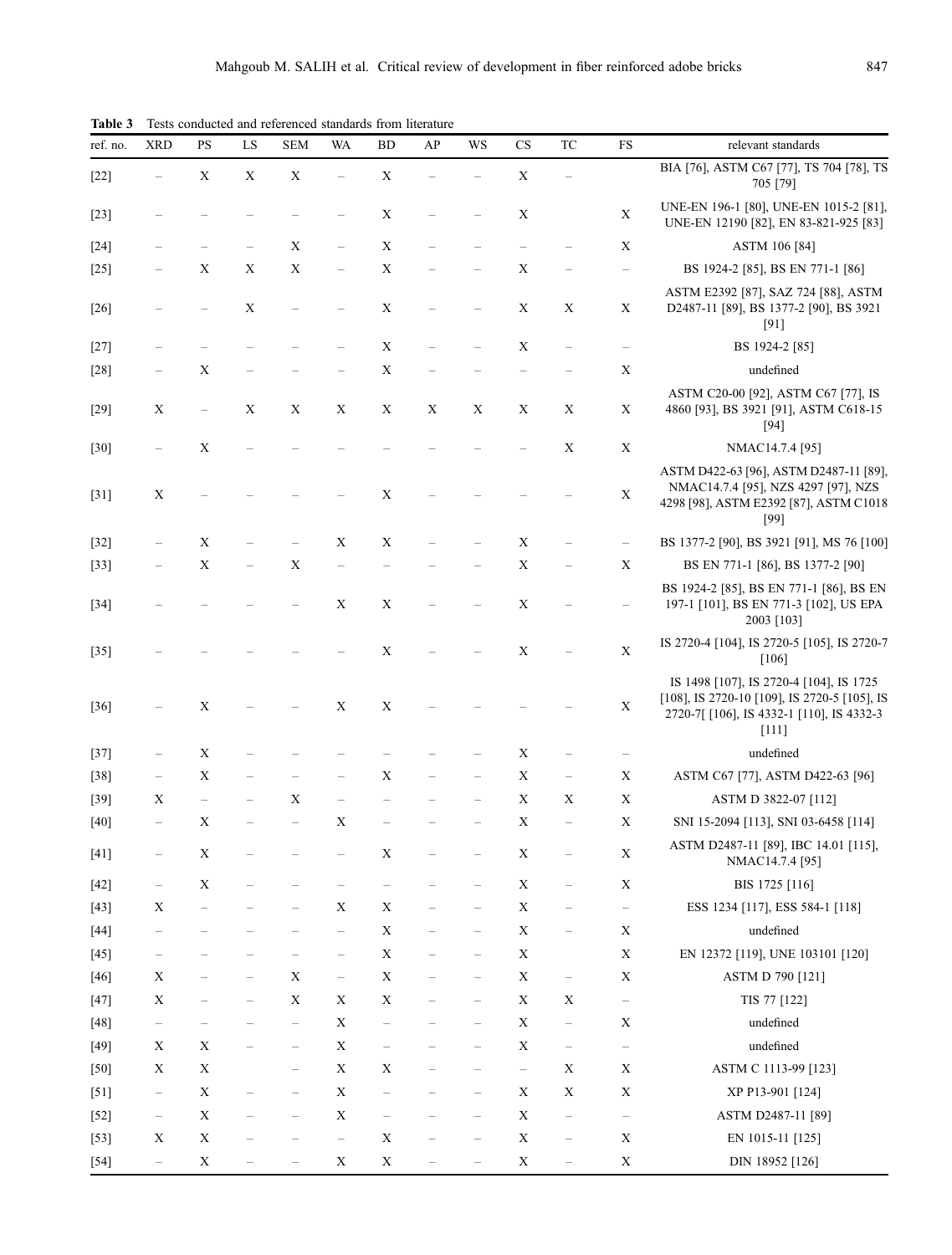**Table 3** Tests conducted and referenced standards from literature

| ref. no. | XRD | PS | LS | SEM | WA | BD | AP | WS | CS | TC | FS | relevant standards |
|---|---|---|---|---|---|---|---|---|---|---|---|---|
| [22] | – | X | X | X | – | X | – | – | X | – | | BIA [76], ASTM C67 [77], TS 704 [78], TS 705 [79] |
| [23] | – | – | – | – | – | X | – | – | X | | X | UNE-EN 196-1 [80], UNE-EN 1015-2 [81], UNE-EN 12190 [82], EN 83-821-925 [83] |
| [24] | – | – | – | X | – | X | – | – | – | – | X | ASTM 106 [84] |
| [25] | – | X | X | X | – | X | – | – | X | – | – | BS 1924-2 [85], BS EN 771-1 [86] |
| [26] | – | – | X | – | – | X | – | – | X | X | X | ASTM E2392 [87], SAZ 724 [88], ASTM D2487-11 [89], BS 1377-2 [90], BS 3921 [91] |
| [27] | – | – | – | – | – | X | – | – | X | – | – | BS 1924-2 [85] |
| [28] | – | X | – | – | – | X | – | – | – | – | X | undefined |
| [29] | X | – | X | X | X | X | X | X | X | X | X | ASTM C20-00 [92], ASTM C67 [77], IS 4860 [93], BS 3921 [91], ASTM C618-15 [94] |
| [30] | – | X | – | – | – | – | – | – | – | X | X | NMAC14.7.4 [95] |
| [31] | X | – | – | – | – | X | – | – | – | – | X | ASTM D422-63 [96], ASTM D2487-11 [89], NMAC14.7.4 [95], NZS 4297 [97], NZS 4298 [98], ASTM E2392 [87], ASTM C1018 [99] |
| [32] | – | X | – | – | X | X | – | – | X | – | – | BS 1377-2 [90], BS 3921 [91], MS 76 [100] |
| [33] | – | X | – | X | – | – | – | – | X | – | X | BS EN 771-1 [86], BS 1377-2 [90] |
| [34] | – | – | – | – | X | X | – | – | X | – | – | BS 1924-2 [85], BS EN 771-1 [86], BS EN 197-1 [101], BS EN 771-3 [102], US EPA 2003 [103] |
| [35] | – | – | – | – | – | X | – | – | X | – | X | IS 2720-4 [104], IS 2720-5 [105], IS 2720-7 [106] |
| [36] | – | X | – | – | X | X | – | – | – | – | X | IS 1498 [107], IS 2720-4 [104], IS 1725 [108], IS 2720-10 [109], IS 2720-5 [105], IS 2720-7[ [106], IS 4332-1 [110], IS 4332-3 [111] |
| [37] | – | X | – | – | – | – | – | – | X | – | – | undefined |
| [38] | – | X | – | – | – | X | – | – | X | – | X | ASTM C67 [77], ASTM D422-63 [96] |
| [39] | X | – | – | X | – | – | – | – | X | X | X | ASTM D 3822-07 [112] |
| [40] | – | X | – | – | X | – | – | – | X | – | X | SNI 15-2094 [113], SNI 03-6458 [114] |
| [41] | – | X | – | – | – | X | – | – | X | – | X | ASTM D2487-11 [89], IBC 14.01 [115], NMAC14.7.4 [95] |
| [42] | – | X | – | – | – | – | – | – | X | – | X | BIS 1725 [116] |
| [43] | X | – | – | – | X | X | – | – | X | – | – | ESS 1234 [117], ESS 584-1 [118] |
| [44] | – | – | – | – | – | X | – | – | X | – | X | undefined |
| [45] | – | – | – | – | – | X | – | – | X | | X | EN 12372 [119], UNE 103101 [120] |
| [46] | X | – | – | X | – | X | – | – | X | – | X | ASTM D 790 [121] |
| [47] | X | – | – | X | X | X | – | – | X | X | – | TIS 77 [122] |
| [48] | – | – | – | – | X | – | – | – | X | – | X | undefined |
| [49] | X | X | – | – | X | – | – | – | X | – | – | undefined |
| [50] | X | X | | – | X | X | – | – | – | X | X | ASTM C 1113-99 [123] |
| [51] | – | X | – | – | X | – | – | – | X | X | X | XP P13-901 [124] |
| [52] | – | X | – | – | X | – | – | – | X | – | – | ASTM D2487-11 [89] |
| [53] | X | X | – | – | – | X | – | – | X | – | X | EN 1015-11 [125] |
| [54] | – | X | – | – | X | X | – | – | X | – | X | DIN 18952 [126] |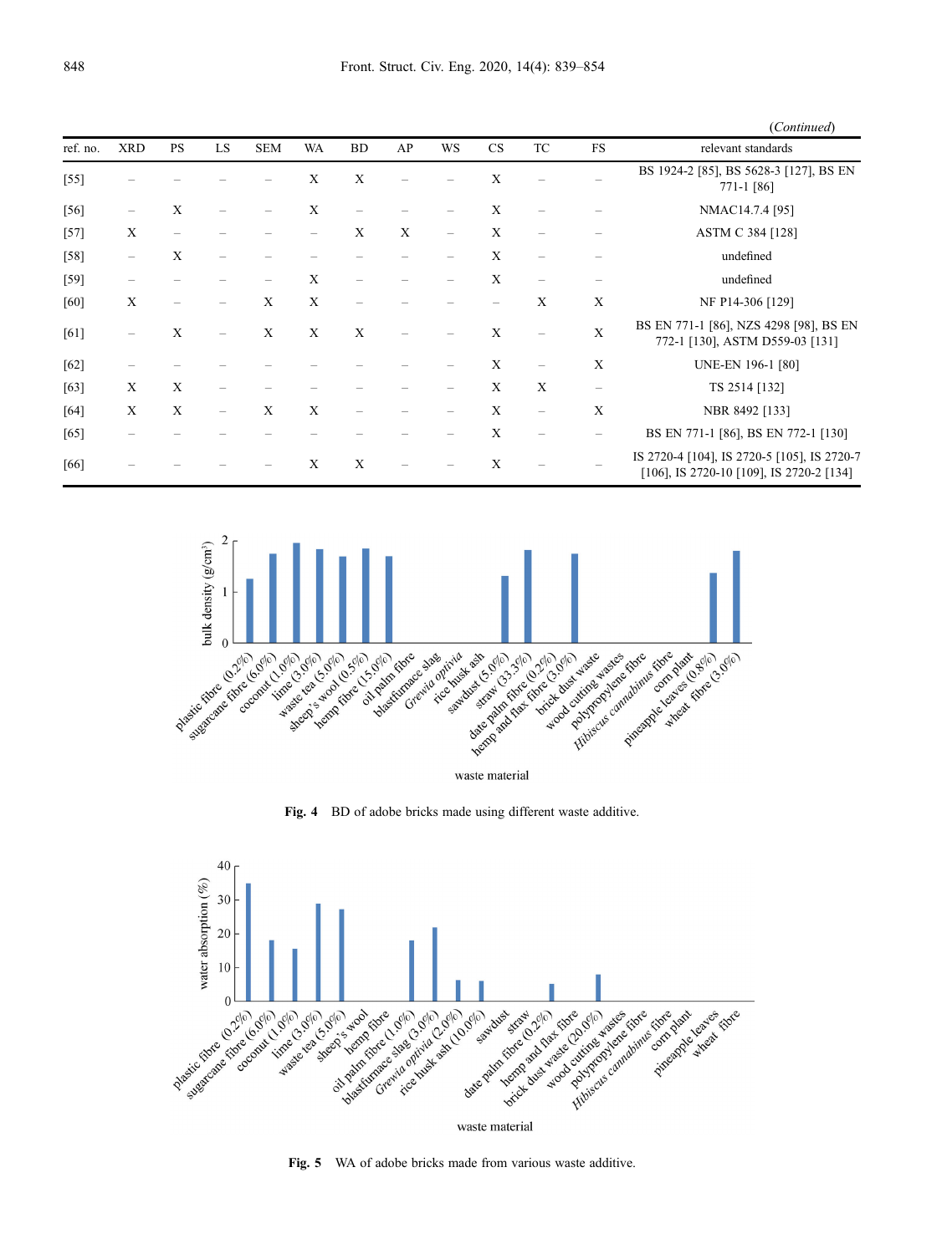(*Continued*)

| ref. no. | XRD | PS | LS | SEM | WA | BD | AP | WS | CS | TC | FS | relevant standards |
|---|---|---|---|---|---|---|---|---|---|---|---|---|
| [55] | – | – | – | – | X | X | – | – | X | – | – | BS 1924-2 [85], BS 5628-3 [127], BS EN 771-1 [86] |
| [56] | – | X | – | – | X | – | – | – | X | – | – | NMAC14.7.4 [95] |
| [57] | X | – | – | – | – | X | X | – | X | – | – | ASTM C 384 [128] |
| [58] | – | X | – | – | – | – | – | – | X | – | – | undefined |
| [59] | – | – | – | – | X | – | – | – | X | – | – | undefined |
| [60] | X | – | – | X | X | – | – | – | – | X | X | NF P14-306 [129] |
| [61] | – | X | – | X | X | X | – | – | X | – | X | BS EN 771-1 [86], NZS 4298 [98], BS EN 772-1 [130], ASTM D559-03 [131] |
| [62] | – | – | – | – | – | – | – | – | X | – | X | UNE-EN 196-1 [80] |
| [63] | X | X | – | – | – | – | – | – | X | X | – | TS 2514 [132] |
| [64] | X | X | – | X | X | – | – | – | X | – | X | NBR 8492 [133] |
| [65] | – | – | – | – | – | – | – | – | X | – | – | BS EN 771-1 [86], BS EN 772-1 [130] |
| [66] | – | – | – | – | X | X | – | – | X | – | – | IS 2720-4 [104], IS 2720-5 [105], IS 2720-7 [106], IS 2720-10 [109], IS 2720-2 [134] |

**Fig. 4** BD of adobe bricks made using different waste additive.

**Fig. 5** WA of adobe bricks made from various waste additive.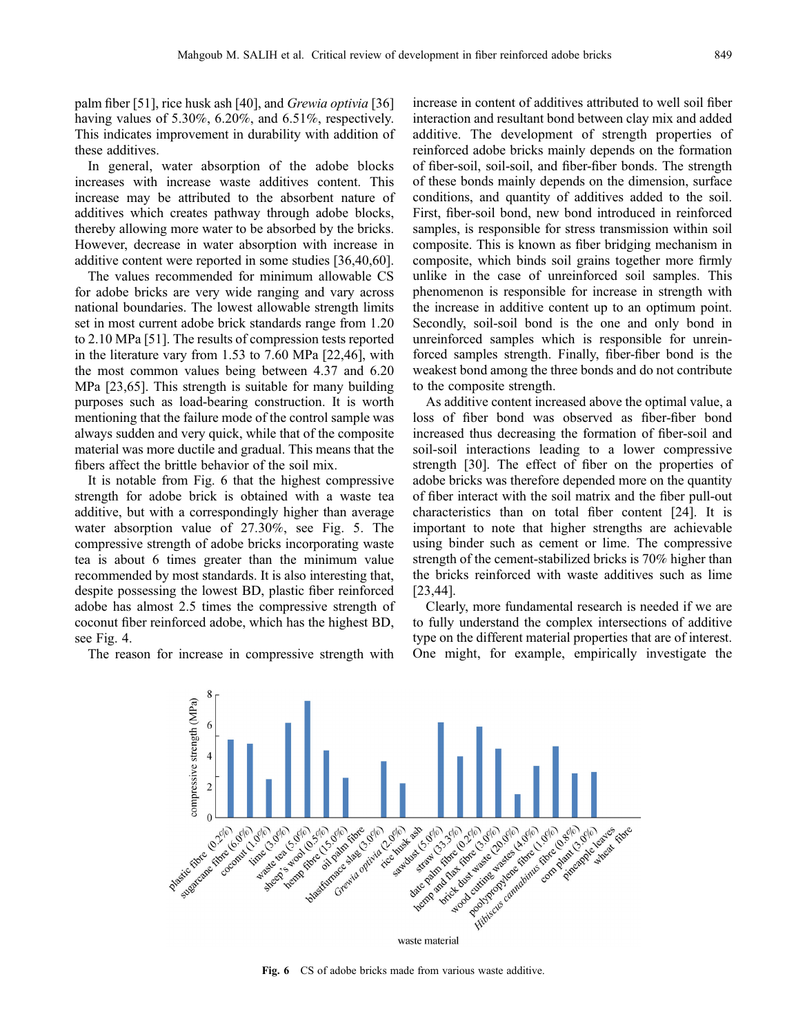palm fiber [51], rice husk ash [40], and *Grewia optivia* [36] having values of 5.30%, 6.20%, and 6.51%, respectively. This indicates improvement in durability with addition of these additives.

In general, water absorption of the adobe blocks increases with increase waste additives content. This increase may be attributed to the absorbent nature of additives which creates pathway through adobe blocks, thereby allowing more water to be absorbed by the bricks. However, decrease in water absorption with increase in additive content were reported in some studies [36,40,60].

The values recommended for minimum allowable CS for adobe bricks are very wide ranging and vary across national boundaries. The lowest allowable strength limits set in most current adobe brick standards range from 1.20 to 2.10 MPa [51]. The results of compression tests reported in the literature vary from 1.53 to 7.60 MPa [22,46], with the most common values being between 4.37 and 6.20 MPa [23,65]. This strength is suitable for many building purposes such as load-bearing construction. It is worth mentioning that the failure mode of the control sample was always sudden and very quick, while that of the composite material was more ductile and gradual. This means that the fibers affect the brittle behavior of the soil mix.

It is notable from Fig. 6 that the highest compressive strength for adobe brick is obtained with a waste tea additive, but with a correspondingly higher than average water absorption value of 27.30%, see Fig. 5. The compressive strength of adobe bricks incorporating waste tea is about 6 times greater than the minimum value recommended by most standards. It is also interesting that, despite possessing the lowest BD, plastic fiber reinforced adobe has almost 2.5 times the compressive strength of coconut fiber reinforced adobe, which has the highest BD, see Fig. 4.

The reason for increase in compressive strength with increase in content of additives attributed to well soil fiber interaction and resultant bond between clay mix and added additive. The development of strength properties of reinforced adobe bricks mainly depends on the formation of fiber-soil, soil-soil, and fiber-fiber bonds. The strength of these bonds mainly depends on the dimension, surface conditions, and quantity of additives added to the soil. First, fiber-soil bond, new bond introduced in reinforced samples, is responsible for stress transmission within soil composite. This is known as fiber bridging mechanism in composite, which binds soil grains together more firmly unlike in the case of unreinforced soil samples. This phenomenon is responsible for increase in strength with the increase in additive content up to an optimum point. Secondly, soil-soil bond is the one and only bond in unreinforced samples which is responsible for unreinforced samples strength. Finally, fiber-fiber bond is the weakest bond among the three bonds and do not contribute to the composite strength.

As additive content increased above the optimal value, a loss of fiber bond was observed as fiber-fiber bond increased thus decreasing the formation of fiber-soil and soil-soil interactions leading to a lower compressive strength [30]. The effect of fiber on the properties of adobe bricks was therefore depended more on the quantity of fiber interact with the soil matrix and the fiber pull-out characteristics than on total fiber content [24]. It is important to note that higher strengths are achievable using binder such as cement or lime. The compressive strength of the cement-stabilized bricks is 70% higher than the bricks reinforced with waste additives such as lime [23,44].

Clearly, more fundamental research is needed if we are to fully understand the complex intersections of additive type on the different material properties that are of interest. One might, for example, empirically investigate the

**Fig. 6** CS of adobe bricks made from various waste additive.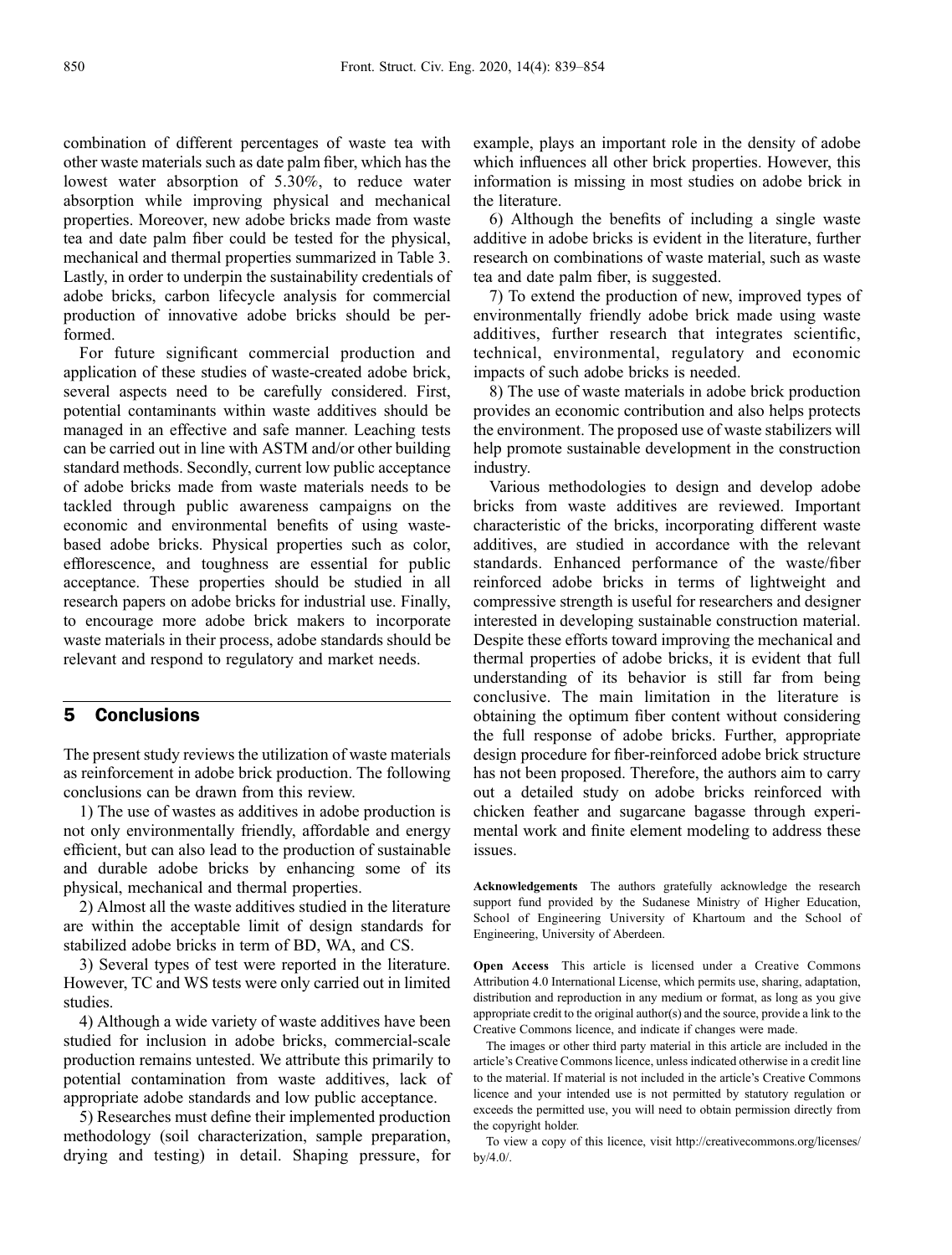combination of different percentages of waste tea with other waste materials such as date palm fiber, which has the lowest water absorption of 5.30%, to reduce water absorption while improving physical and mechanical properties. Moreover, new adobe bricks made from waste tea and date palm fiber could be tested for the physical, mechanical and thermal properties summarized in Table 3. Lastly, in order to underpin the sustainability credentials of adobe bricks, carbon lifecycle analysis for commercial production of innovative adobe bricks should be performed.

For future significant commercial production and application of these studies of waste-created adobe brick, several aspects need to be carefully considered. First, potential contaminants within waste additives should be managed in an effective and safe manner. Leaching tests can be carried out in line with ASTM and/or other building standard methods. Secondly, current low public acceptance of adobe bricks made from waste materials needs to be tackled through public awareness campaigns on the economic and environmental benefits of using waste-based adobe bricks. Physical properties such as color, efflorescence, and toughness are essential for public acceptance. These properties should be studied in all research papers on adobe bricks for industrial use. Finally, to encourage more adobe brick makers to incorporate waste materials in their process, adobe standards should be relevant and respond to regulatory and market needs.

## 5 Conclusions

The present study reviews the utilization of waste materials as reinforcement in adobe brick production. The following conclusions can be drawn from this review.

1) The use of wastes as additives in adobe production is not only environmentally friendly, affordable and energy efficient, but can also lead to the production of sustainable and durable adobe bricks by enhancing some of its physical, mechanical and thermal properties.

2) Almost all the waste additives studied in the literature are within the acceptable limit of design standards for stabilized adobe bricks in term of BD, WA, and CS.

3) Several types of test were reported in the literature. However, TC and WS tests were only carried out in limited studies.

4) Although a wide variety of waste additives have been studied for inclusion in adobe bricks, commercial-scale production remains untested. We attribute this primarily to potential contamination from waste additives, lack of appropriate adobe standards and low public acceptance.

5) Researches must define their implemented production methodology (soil characterization, sample preparation, drying and testing) in detail. Shaping pressure, for example, plays an important role in the density of adobe which influences all other brick properties. However, this information is missing in most studies on adobe brick in the literature.

6) Although the benefits of including a single waste additive in adobe bricks is evident in the literature, further research on combinations of waste material, such as waste tea and date palm fiber, is suggested.

7) To extend the production of new, improved types of environmentally friendly adobe brick made using waste additives, further research that integrates scientific, technical, environmental, regulatory and economic impacts of such adobe bricks is needed.

8) The use of waste materials in adobe brick production provides an economic contribution and also helps protects the environment. The proposed use of waste stabilizers will help promote sustainable development in the construction industry.

Various methodologies to design and develop adobe bricks from waste additives are reviewed. Important characteristic of the bricks, incorporating different waste additives, are studied in accordance with the relevant standards. Enhanced performance of the waste/fiber reinforced adobe bricks in terms of lightweight and compressive strength is useful for researchers and designer interested in developing sustainable construction material. Despite these efforts toward improving the mechanical and thermal properties of adobe bricks, it is evident that full understanding of its behavior is still far from being conclusive. The main limitation in the literature is obtaining the optimum fiber content without considering the full response of adobe bricks. Further, appropriate design procedure for fiber-reinforced adobe brick structure has not been proposed. Therefore, the authors aim to carry out a detailed study on adobe bricks reinforced with chicken feather and sugarcane bagasse through experimental work and finite element modeling to address these issues.

**Acknowledgements** The authors gratefully acknowledge the research support fund provided by the Sudanese Ministry of Higher Education, School of Engineering University of Khartoum and the School of Engineering, University of Aberdeen.

**Open Access** This article is licensed under a Creative Commons Attribution 4.0 International License, which permits use, sharing, adaptation, distribution and reproduction in any medium or format, as long as you give appropriate credit to the original author(s) and the source, provide a link to the Creative Commons licence, and indicate if changes were made.

The images or other third party material in this article are included in the article's Creative Commons licence, unless indicated otherwise in a credit line to the material. If material is not included in the article's Creative Commons licence and your intended use is not permitted by statutory regulation or exceeds the permitted use, you will need to obtain permission directly from the copyright holder.

To view a copy of this licence, visit http://creativecommons.org/licenses/by/4.0/.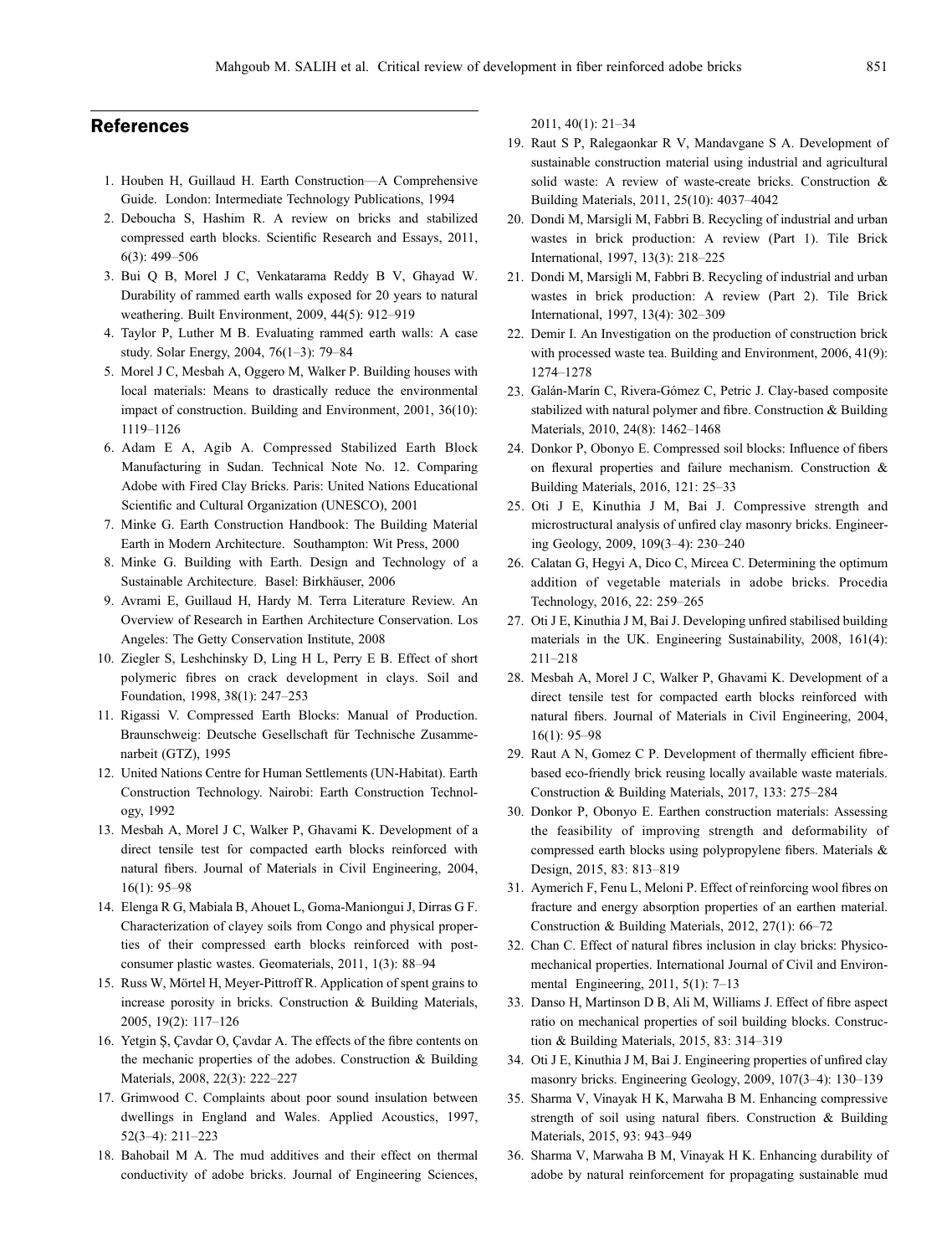## References

1. Houben H, Guillaud H. Earth Construction—A Comprehensive Guide. London: Intermediate Technology Publications, 1994
2. Deboucha S, Hashim R. A review on bricks and stabilized compressed earth blocks. Scientific Research and Essays, 2011, 6(3): 499–506
3. Bui Q B, Morel J C, Venkatarama Reddy B V, Ghayad W. Durability of rammed earth walls exposed for 20 years to natural weathering. Built Environment, 2009, 44(5): 912–919
4. Taylor P, Luther M B. Evaluating rammed earth walls: A case study. Solar Energy, 2004, 76(1–3): 79–84
5. Morel J C, Mesbah A, Oggero M, Walker P. Building houses with local materials: Means to drastically reduce the environmental impact of construction. Building and Environment, 2001, 36(10): 1119–1126
6. Adam E A, Agib A. Compressed Stabilized Earth Block Manufacturing in Sudan. Technical Note No. 12. Comparing Adobe with Fired Clay Bricks. Paris: United Nations Educational Scientific and Cultural Organization (UNESCO), 2001
7. Minke G. Earth Construction Handbook: The Building Material Earth in Modern Architecture. Southampton: Wit Press, 2000
8. Minke G. Building with Earth. Design and Technology of a Sustainable Architecture. Basel: Birkhäuser, 2006
9. Avrami E, Guillaud H, Hardy M. Terra Literature Review. An Overview of Research in Earthen Architecture Conservation. Los Angeles: The Getty Conservation Institute, 2008
10. Ziegler S, Leshchinsky D, Ling H L, Perry E B. Effect of short polymeric fibres on crack development in clays. Soil and Foundation, 1998, 38(1): 247–253
11. Rigassi V. Compressed Earth Blocks: Manual of Production. Braunschweig: Deutsche Gesellschaft für Technische Zusammenarbeit (GTZ), 1995
12. United Nations Centre for Human Settlements (UN-Habitat). Earth Construction Technology. Nairobi: Earth Construction Technology, 1992
13. Mesbah A, Morel J C, Walker P, Ghavami K. Development of a direct tensile test for compacted earth blocks reinforced with natural fibers. Journal of Materials in Civil Engineering, 2004, 16(1): 95–98
14. Elenga R G, Mabiala B, Ahouet L, Goma-Maniongui J, Dirras G F. Characterization of clayey soils from Congo and physical properties of their compressed earth blocks reinforced with post-consumer plastic wastes. Geomaterials, 2011, 1(3): 88–94
15. Russ W, Mörtel H, Meyer-Pittroff R. Application of spent grains to increase porosity in bricks. Construction & Building Materials, 2005, 19(2): 117–126
16. Yetgin Ş, Çavdar O, Çavdar A. The effects of the fibre contents on the mechanic properties of the adobes. Construction & Building Materials, 2008, 22(3): 222–227
17. Grimwood C. Complaints about poor sound insulation between dwellings in England and Wales. Applied Acoustics, 1997, 52(3–4): 211–223
18. Bahobail M A. The mud additives and their effect on thermal conductivity of adobe bricks. Journal of Engineering Sciences, 2011, 40(1): 21–34
19. Raut S P, Ralegaonkar R V, Mandavgane S A. Development of sustainable construction material using industrial and agricultural solid waste: A review of waste-create bricks. Construction & Building Materials, 2011, 25(10): 4037–4042
20. Dondi M, Marsigli M, Fabbri B. Recycling of industrial and urban wastes in brick production: A review (Part 1). Tile Brick International, 1997, 13(3): 218–225
21. Dondi M, Marsigli M, Fabbri B. Recycling of industrial and urban wastes in brick production: A review (Part 2). Tile Brick International, 1997, 13(4): 302–309
22. Demir I. An Investigation on the production of construction brick with processed waste tea. Building and Environment, 2006, 41(9): 1274–1278
23. Galán-Marín C, Rivera-Gómez C, Petric J. Clay-based composite stabilized with natural polymer and fibre. Construction & Building Materials, 2010, 24(8): 1462–1468
24. Donkor P, Obonyo E. Compressed soil blocks: Influence of fibers on flexural properties and failure mechanism. Construction & Building Materials, 2016, 121: 25–33
25. Oti J E, Kinuthia J M, Bai J. Compressive strength and microstructural analysis of unfired clay masonry bricks. Engineering Geology, 2009, 109(3–4): 230–240
26. Calatan G, Hegyi A, Dico C, Mircea C. Determining the optimum addition of vegetable materials in adobe bricks. Procedia Technology, 2016, 22: 259–265
27. Oti J E, Kinuthia J M, Bai J. Developing unfired stabilised building materials in the UK. Engineering Sustainability, 2008, 161(4): 211–218
28. Mesbah A, Morel J C, Walker P, Ghavami K. Development of a direct tensile test for compacted earth blocks reinforced with natural fibers. Journal of Materials in Civil Engineering, 2004, 16(1): 95–98
29. Raut A N, Gomez C P. Development of thermally efficient fibre-based eco-friendly brick reusing locally available waste materials. Construction & Building Materials, 2017, 133: 275–284
30. Donkor P, Obonyo E. Earthen construction materials: Assessing the feasibility of improving strength and deformability of compressed earth blocks using polypropylene fibers. Materials & Design, 2015, 83: 813–819
31. Aymerich F, Fenu L, Meloni P. Effect of reinforcing wool fibres on fracture and energy absorption properties of an earthen material. Construction & Building Materials, 2012, 27(1): 66–72
32. Chan C. Effect of natural fibres inclusion in clay bricks: Physico-mechanical properties. International Journal of Civil and Environmental Engineering, 2011, 5(1): 7–13
33. Danso H, Martinson D B, Ali M, Williams J. Effect of fibre aspect ratio on mechanical properties of soil building blocks. Construction & Building Materials, 2015, 83: 314–319
34. Oti J E, Kinuthia J M, Bai J. Engineering properties of unfired clay masonry bricks. Engineering Geology, 2009, 107(3–4): 130–139
35. Sharma V, Vinayak H K, Marwaha B M. Enhancing compressive strength of soil using natural fibers. Construction & Building Materials, 2015, 93: 943–949
36. Sharma V, Marwaha B M, Vinayak H K. Enhancing durability of adobe by natural reinforcement for propagating sustainable mud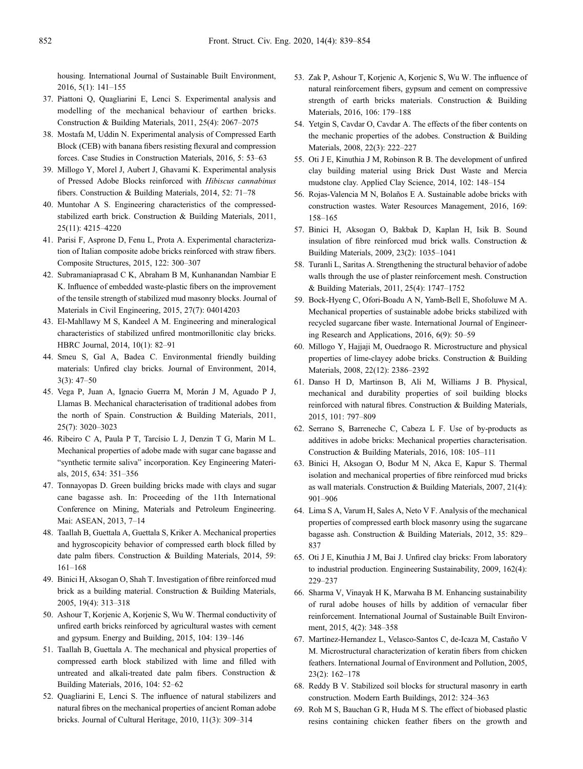housing. International Journal of Sustainable Built Environment, 2016, 5(1): 141–155

37. Piattoni Q, Quagliarini E, Lenci S. Experimental analysis and modelling of the mechanical behaviour of earthen bricks. Construction & Building Materials, 2011, 25(4): 2067–2075
38. Mostafa M, Uddin N. Experimental analysis of Compressed Earth Block (CEB) with banana fibers resisting flexural and compression forces. Case Studies in Construction Materials, 2016, 5: 53–63
39. Millogo Y, Morel J, Aubert J, Ghavami K. Experimental analysis of Pressed Adobe Blocks reinforced with *Hibiscus cannabinus* fibers. Construction & Building Materials, 2014, 52: 71–78
40. Muntohar A S. Engineering characteristics of the compressed-stabilized earth brick. Construction & Building Materials, 2011, 25(11): 4215–4220
41. Parisi F, Asprone D, Fenu L, Prota A. Experimental characterization of Italian composite adobe bricks reinforced with straw fibers. Composite Structures, 2015, 122: 300–307
42. Subramaniaprasad C K, Abraham B M, Kunhanandan Nambiar E K. Influence of embedded waste-plastic fibers on the improvement of the tensile strength of stabilized mud masonry blocks. Journal of Materials in Civil Engineering, 2015, 27(7): 04014203
43. El-Mahllawy M S, Kandeel A M. Engineering and mineralogical characteristics of stabilized unfired montmorillonitic clay bricks. HBRC Journal, 2014, 10(1): 82–91
44. Smeu S, Gal A, Badea C. Environmental friendly building materials: Unfired clay bricks. Journal of Environment, 2014, 3(3): 47–50
45. Vega P, Juan A, Ignacio Guerra M, Morán J M, Aguado P J, Llamas B. Mechanical characterisation of traditional adobes from the north of Spain. Construction & Building Materials, 2011, 25(7): 3020–3023
46. Ribeiro C A, Paula P T, Tarcísio L J, Denzin T G, Marin M L. Mechanical properties of adobe made with sugar cane bagasse and "synthetic termite saliva" incorporation. Key Engineering Materials, 2015, 634: 351–356
47. Tonnayopas D. Green building bricks made with clays and sugar cane bagasse ash. In: Proceeding of the 11th International Conference on Mining, Materials and Petroleum Engineering. Mai: ASEAN, 2013, 7–14
48. Taallah B, Guettala A, Guettala S, Kriker A. Mechanical properties and hygroscopicity behavior of compressed earth block filled by date palm fibers. Construction & Building Materials, 2014, 59: 161–168
49. Binici H, Aksogan O, Shah T. Investigation of fibre reinforced mud brick as a building material. Construction & Building Materials, 2005, 19(4): 313–318
50. Ashour T, Korjenic A, Korjenic S, Wu W. Thermal conductivity of unfired earth bricks reinforced by agricultural wastes with cement and gypsum. Energy and Building, 2015, 104: 139–146
51. Taallah B, Guettala A. The mechanical and physical properties of compressed earth block stabilized with lime and filled with untreated and alkali-treated date palm fibers. Construction & Building Materials, 2016, 104: 52–62
52. Quagliarini E, Lenci S. The influence of natural stabilizers and natural fibres on the mechanical properties of ancient Roman adobe bricks. Journal of Cultural Heritage, 2010, 11(3): 309–314
53. Zak P, Ashour T, Korjenic A, Korjenic S, Wu W. The influence of natural reinforcement fibers, gypsum and cement on compressive strength of earth bricks materials. Construction & Building Materials, 2016, 106: 179–188
54. Yetgin S, Cavdar O, Cavdar A. The effects of the fiber contents on the mechanic properties of the adobes. Construction & Building Materials, 2008, 22(3): 222–227
55. Oti J E, Kinuthia J M, Robinson R B. The development of unfired clay building material using Brick Dust Waste and Mercia mudstone clay. Applied Clay Science, 2014, 102: 148–154
56. Rojas-Valencia M N, Bolaños E A. Sustainable adobe bricks with construction wastes. Water Resources Management, 2016, 169: 158–165
57. Binici H, Aksogan O, Bakbak D, Kaplan H, Isik B. Sound insulation of fibre reinforced mud brick walls. Construction & Building Materials, 2009, 23(2): 1035–1041
58. Turanli L, Saritas A. Strengthening the structural behavior of adobe walls through the use of plaster reinforcement mesh. Construction & Building Materials, 2011, 25(4): 1747–1752
59. Bock-Hyeng C, Ofori-Boadu A N, Yamb-Bell E, Shofoluwe M A. Mechanical properties of sustainable adobe bricks stabilized with recycled sugarcane fiber waste. International Journal of Engineering Research and Applications, 2016, 6(9): 50–59
60. Millogo Y, Hajjaji M, Ouedraogo R. Microstructure and physical properties of lime-clayey adobe bricks. Construction & Building Materials, 2008, 22(12): 2386–2392
61. Danso H D, Martinson B, Ali M, Williams J B. Physical, mechanical and durability properties of soil building blocks reinforced with natural fibres. Construction & Building Materials, 2015, 101: 797–809
62. Serrano S, Barreneche C, Cabeza L F. Use of by-products as additives in adobe bricks: Mechanical properties characterisation. Construction & Building Materials, 2016, 108: 105–111
63. Binici H, Aksogan O, Bodur M N, Akca E, Kapur S. Thermal isolation and mechanical properties of fibre reinforced mud bricks as wall materials. Construction & Building Materials, 2007, 21(4): 901–906
64. Lima S A, Varum H, Sales A, Neto V F. Analysis of the mechanical properties of compressed earth block masonry using the sugarcane bagasse ash. Construction & Building Materials, 2012, 35: 829–837
65. Oti J E, Kinuthia J M, Bai J. Unfired clay bricks: From laboratory to industrial production. Engineering Sustainability, 2009, 162(4): 229–237
66. Sharma V, Vinayak H K, Marwaha B M. Enhancing sustainability of rural adobe houses of hills by addition of vernacular fiber reinforcement. International Journal of Sustainable Built Environment, 2015, 4(2): 348–358
67. Martínez-Hernandez L, Velasco-Santos C, de-Icaza M, Castaño V M. Microstructural characterization of keratin fibers from chicken feathers. International Journal of Environment and Pollution, 2005, 23(2): 162–178
68. Reddy B V. Stabilized soil blocks for structural masonry in earth construction. Modern Earth Buildings, 2012: 324–363
69. Roh M S, Bauchan G R, Huda M S. The effect of biobased plastic resins containing chicken feather fibers on the growth and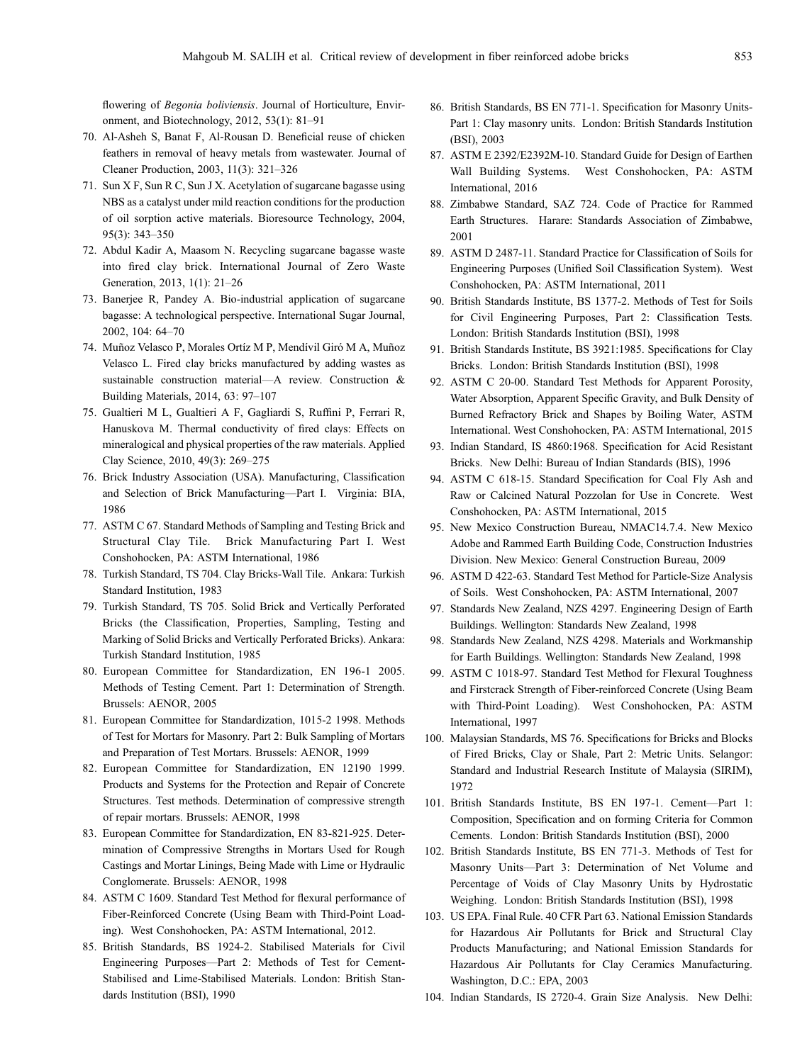flowering of *Begonia boliviensis*. Journal of Horticulture, Environment, and Biotechnology, 2012, 53(1): 81–91

70. Al-Asheh S, Banat F, Al-Rousan D. Beneficial reuse of chicken feathers in removal of heavy metals from wastewater. Journal of Cleaner Production, 2003, 11(3): 321–326
71. Sun X F, Sun R C, Sun J X. Acetylation of sugarcane bagasse using NBS as a catalyst under mild reaction conditions for the production of oil sorption active materials. Bioresource Technology, 2004, 95(3): 343–350
72. Abdul Kadir A, Maasom N. Recycling sugarcane bagasse waste into fired clay brick. International Journal of Zero Waste Generation, 2013, 1(1): 21–26
73. Banerjee R, Pandey A. Bio-industrial application of sugarcane bagasse: A technological perspective. International Sugar Journal, 2002, 104: 64–70
74. Muñoz Velasco P, Morales Ortíz M P, Mendívil Giró M A, Muñoz Velasco L. Fired clay bricks manufactured by adding wastes as sustainable construction material—A review. Construction & Building Materials, 2014, 63: 97–107
75. Gualtieri M L, Gualtieri A F, Gagliardi S, Ruffini P, Ferrari R, Hanuskova M. Thermal conductivity of fired clays: Effects on mineralogical and physical properties of the raw materials. Applied Clay Science, 2010, 49(3): 269–275
76. Brick Industry Association (USA). Manufacturing, Classification and Selection of Brick Manufacturing—Part I. Virginia: BIA, 1986
77. ASTM C 67. Standard Methods of Sampling and Testing Brick and Structural Clay Tile. Brick Manufacturing Part I. West Conshohocken, PA: ASTM International, 1986
78. Turkish Standard, TS 704. Clay Bricks-Wall Tile. Ankara: Turkish Standard Institution, 1983
79. Turkish Standard, TS 705. Solid Brick and Vertically Perforated Bricks (the Classification, Properties, Sampling, Testing and Marking of Solid Bricks and Vertically Perforated Bricks). Ankara: Turkish Standard Institution, 1985
80. European Committee for Standardization, EN 196-1 2005. Methods of Testing Cement. Part 1: Determination of Strength. Brussels: AENOR, 2005
81. European Committee for Standardization, 1015-2 1998. Methods of Test for Mortars for Masonry. Part 2: Bulk Sampling of Mortars and Preparation of Test Mortars. Brussels: AENOR, 1999
82. European Committee for Standardization, EN 12190 1999. Products and Systems for the Protection and Repair of Concrete Structures. Test methods. Determination of compressive strength of repair mortars. Brussels: AENOR, 1998
83. European Committee for Standardization, EN 83-821-925. Determination of Compressive Strengths in Mortars Used for Rough Castings and Mortar Linings, Being Made with Lime or Hydraulic Conglomerate. Brussels: AENOR, 1998
84. ASTM C 1609. Standard Test Method for flexural performance of Fiber-Reinforced Concrete (Using Beam with Third-Point Loading). West Conshohocken, PA: ASTM International, 2012.
85. British Standards, BS 1924-2. Stabilised Materials for Civil Engineering Purposes—Part 2: Methods of Test for Cement-Stabilised and Lime-Stabilised Materials. London: British Standards Institution (BSI), 1990
86. British Standards, BS EN 771-1. Specification for Masonry Units-Part 1: Clay masonry units. London: British Standards Institution (BSI), 2003
87. ASTM E 2392/E2392M-10. Standard Guide for Design of Earthen Wall Building Systems. West Conshohocken, PA: ASTM International, 2016
88. Zimbabwe Standard, SAZ 724. Code of Practice for Rammed Earth Structures. Harare: Standards Association of Zimbabwe, 2001
89. ASTM D 2487-11. Standard Practice for Classification of Soils for Engineering Purposes (Unified Soil Classification System). West Conshohocken, PA: ASTM International, 2011
90. British Standards Institute, BS 1377-2. Methods of Test for Soils for Civil Engineering Purposes, Part 2: Classification Tests. London: British Standards Institution (BSI), 1998
91. British Standards Institute, BS 3921:1985. Specifications for Clay Bricks. London: British Standards Institution (BSI), 1998
92. ASTM C 20-00. Standard Test Methods for Apparent Porosity, Water Absorption, Apparent Specific Gravity, and Bulk Density of Burned Refractory Brick and Shapes by Boiling Water, ASTM International. West Conshohocken, PA: ASTM International, 2015
93. Indian Standard, IS 4860:1968. Specification for Acid Resistant Bricks. New Delhi: Bureau of Indian Standards (BIS), 1996
94. ASTM C 618-15. Standard Specification for Coal Fly Ash and Raw or Calcined Natural Pozzolan for Use in Concrete. West Conshohocken, PA: ASTM International, 2015
95. New Mexico Construction Bureau, NMAC14.7.4. New Mexico Adobe and Rammed Earth Building Code, Construction Industries Division. New Mexico: General Construction Bureau, 2009
96. ASTM D 422-63. Standard Test Method for Particle-Size Analysis of Soils. West Conshohocken, PA: ASTM International, 2007
97. Standards New Zealand, NZS 4297. Engineering Design of Earth Buildings. Wellington: Standards New Zealand, 1998
98. Standards New Zealand, NZS 4298. Materials and Workmanship for Earth Buildings. Wellington: Standards New Zealand, 1998
99. ASTM C 1018-97. Standard Test Method for Flexural Toughness and Firstcrack Strength of Fiber-reinforced Concrete (Using Beam with Third-Point Loading). West Conshohocken, PA: ASTM International, 1997
100. Malaysian Standards, MS 76. Specifications for Bricks and Blocks of Fired Bricks, Clay or Shale, Part 2: Metric Units. Selangor: Standard and Industrial Research Institute of Malaysia (SIRIM), 1972
101. British Standards Institute, BS EN 197-1. Cement—Part 1: Composition, Specification and on forming Criteria for Common Cements. London: British Standards Institution (BSI), 2000
102. British Standards Institute, BS EN 771-3. Methods of Test for Masonry Units—Part 3: Determination of Net Volume and Percentage of Voids of Clay Masonry Units by Hydrostatic Weighing. London: British Standards Institution (BSI), 1998
103. US EPA. Final Rule. 40 CFR Part 63. National Emission Standards for Hazardous Air Pollutants for Brick and Structural Clay Products Manufacturing; and National Emission Standards for Hazardous Air Pollutants for Clay Ceramics Manufacturing. Washington, D.C.: EPA, 2003
104. Indian Standards, IS 2720-4. Grain Size Analysis. New Delhi: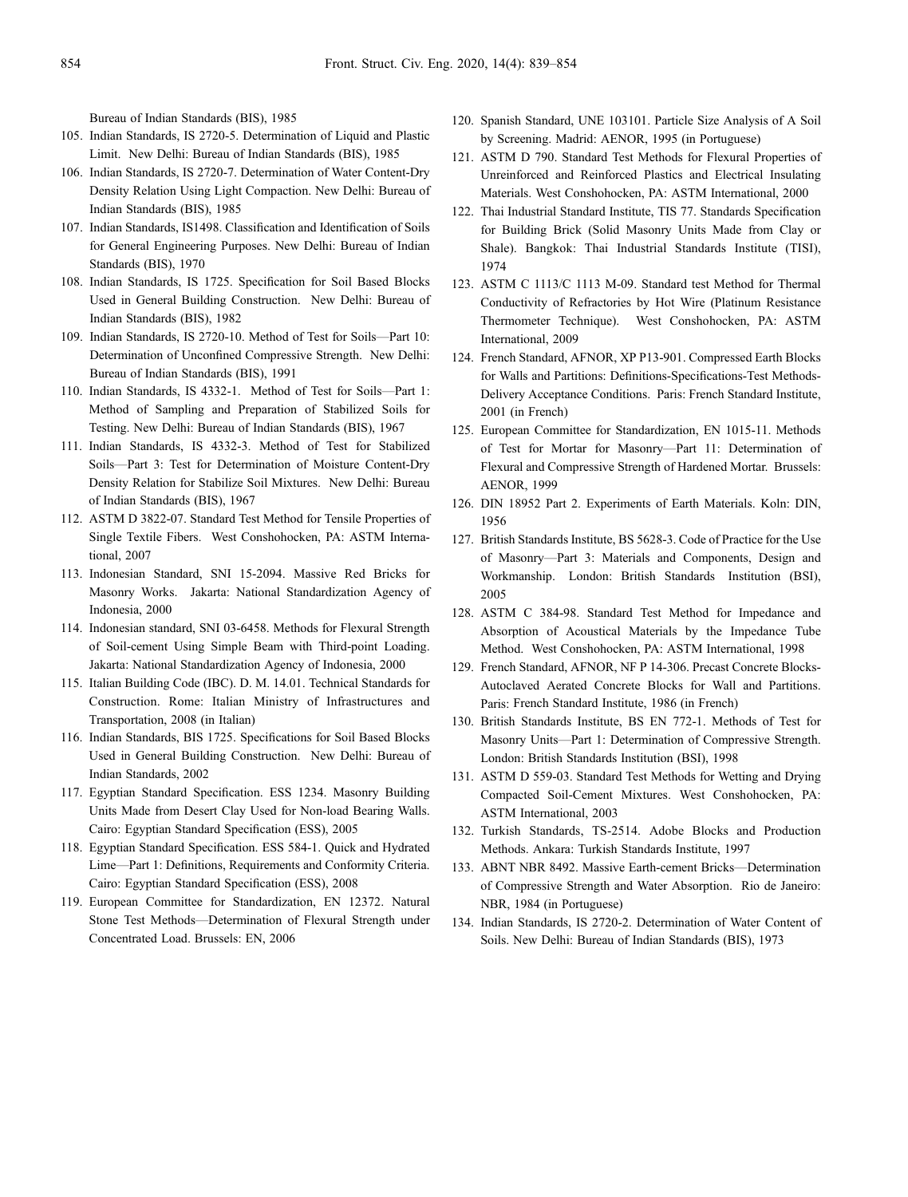Bureau of Indian Standards (BIS), 1985

105. Indian Standards, IS 2720-5. Determination of Liquid and Plastic Limit. New Delhi: Bureau of Indian Standards (BIS), 1985
106. Indian Standards, IS 2720-7. Determination of Water Content-Dry Density Relation Using Light Compaction. New Delhi: Bureau of Indian Standards (BIS), 1985
107. Indian Standards, IS1498. Classification and Identification of Soils for General Engineering Purposes. New Delhi: Bureau of Indian Standards (BIS), 1970
108. Indian Standards, IS 1725. Specification for Soil Based Blocks Used in General Building Construction. New Delhi: Bureau of Indian Standards (BIS), 1982
109. Indian Standards, IS 2720-10. Method of Test for Soils—Part 10: Determination of Unconfined Compressive Strength. New Delhi: Bureau of Indian Standards (BIS), 1991
110. Indian Standards, IS 4332-1. Method of Test for Soils—Part 1: Method of Sampling and Preparation of Stabilized Soils for Testing. New Delhi: Bureau of Indian Standards (BIS), 1967
111. Indian Standards, IS 4332-3. Method of Test for Stabilized Soils—Part 3: Test for Determination of Moisture Content-Dry Density Relation for Stabilize Soil Mixtures. New Delhi: Bureau of Indian Standards (BIS), 1967
112. ASTM D 3822-07. Standard Test Method for Tensile Properties of Single Textile Fibers. West Conshohocken, PA: ASTM International, 2007
113. Indonesian Standard, SNI 15-2094. Massive Red Bricks for Masonry Works. Jakarta: National Standardization Agency of Indonesia, 2000
114. Indonesian standard, SNI 03-6458. Methods for Flexural Strength of Soil-cement Using Simple Beam with Third-point Loading. Jakarta: National Standardization Agency of Indonesia, 2000
115. Italian Building Code (IBC). D. M. 14.01. Technical Standards for Construction. Rome: Italian Ministry of Infrastructures and Transportation, 2008 (in Italian)
116. Indian Standards, BIS 1725. Specifications for Soil Based Blocks Used in General Building Construction. New Delhi: Bureau of Indian Standards, 2002
117. Egyptian Standard Specification. ESS 1234. Masonry Building Units Made from Desert Clay Used for Non-load Bearing Walls. Cairo: Egyptian Standard Specification (ESS), 2005
118. Egyptian Standard Specification. ESS 584-1. Quick and Hydrated Lime—Part 1: Definitions, Requirements and Conformity Criteria. Cairo: Egyptian Standard Specification (ESS), 2008
119. European Committee for Standardization, EN 12372. Natural Stone Test Methods—Determination of Flexural Strength under Concentrated Load. Brussels: EN, 2006
120. Spanish Standard, UNE 103101. Particle Size Analysis of A Soil by Screening. Madrid: AENOR, 1995 (in Portuguese)
121. ASTM D 790. Standard Test Methods for Flexural Properties of Unreinforced and Reinforced Plastics and Electrical Insulating Materials. West Conshohocken, PA: ASTM International, 2000
122. Thai Industrial Standard Institute, TIS 77. Standards Specification for Building Brick (Solid Masonry Units Made from Clay or Shale). Bangkok: Thai Industrial Standards Institute (TISI), 1974
123. ASTM C 1113/C 1113 M-09. Standard test Method for Thermal Conductivity of Refractories by Hot Wire (Platinum Resistance Thermometer Technique). West Conshohocken, PA: ASTM International, 2009
124. French Standard, AFNOR, XP P13-901. Compressed Earth Blocks for Walls and Partitions: Definitions-Specifications-Test Methods-Delivery Acceptance Conditions. Paris: French Standard Institute, 2001 (in French)
125. European Committee for Standardization, EN 1015-11. Methods of Test for Mortar for Masonry—Part 11: Determination of Flexural and Compressive Strength of Hardened Mortar. Brussels: AENOR, 1999
126. DIN 18952 Part 2. Experiments of Earth Materials. Koln: DIN, 1956
127. British Standards Institute, BS 5628-3. Code of Practice for the Use of Masonry—Part 3: Materials and Components, Design and Workmanship. London: British Standards Institution (BSI), 2005
128. ASTM C 384-98. Standard Test Method for Impedance and Absorption of Acoustical Materials by the Impedance Tube Method. West Conshohocken, PA: ASTM International, 1998
129. French Standard, AFNOR, NF P 14-306. Precast Concrete Blocks-Autoclaved Aerated Concrete Blocks for Wall and Partitions. Paris: French Standard Institute, 1986 (in French)
130. British Standards Institute, BS EN 772-1. Methods of Test for Masonry Units—Part 1: Determination of Compressive Strength. London: British Standards Institution (BSI), 1998
131. ASTM D 559-03. Standard Test Methods for Wetting and Drying Compacted Soil-Cement Mixtures. West Conshohocken, PA: ASTM International, 2003
132. Turkish Standards, TS-2514. Adobe Blocks and Production Methods. Ankara: Turkish Standards Institute, 1997
133. ABNT NBR 8492. Massive Earth-cement Bricks—Determination of Compressive Strength and Water Absorption. Rio de Janeiro: NBR, 1984 (in Portuguese)
134. Indian Standards, IS 2720-2. Determination of Water Content of Soils. New Delhi: Bureau of Indian Standards (BIS), 1973